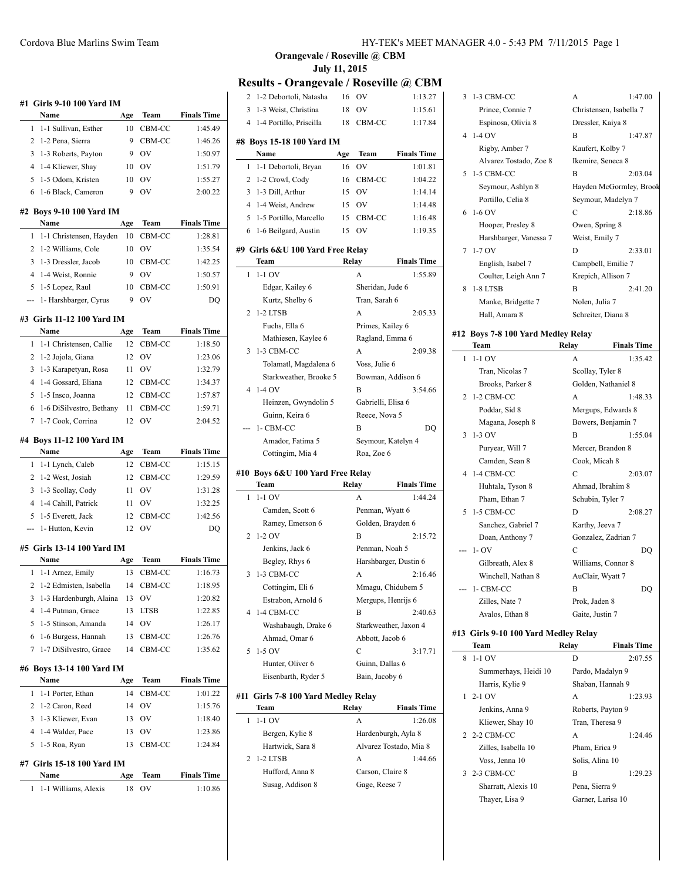# Orangevale / Roseville @ CBM

**July 11, 2015**

## Results - Orangevale / Roseville @ CBM

### #1 Girls 9-10 100 Yard IM

| | Name | Age | Team | Finals Time |
|---|---|---|---|---|
| 1 | 1-1 Sullivan, Esther | 10 | CBM-CC | 1:45.49 |
| 2 | 1-2 Pena, Sierra | 9 | CBM-CC | 1:46.26 |
| 3 | 1-3 Roberts, Payton | 9 | OV | 1:50.97 |
| 4 | 1-4 Kliewer, Shay | 10 | OV | 1:51.79 |
| 5 | 1-5 Odom, Kristen | 10 | OV | 1:55.27 |
| 6 | 1-6 Black, Cameron | 9 | OV | 2:00.22 |

### #2 Boys 9-10 100 Yard IM

| | Name | Age | Team | Finals Time |
|---|---|---|---|---|
| 1 | 1-1 Christensen, Hayden | 10 | CBM-CC | 1:28.81 |
| 2 | 1-2 Williams, Cole | 10 | OV | 1:35.54 |
| 3 | 1-3 Dressler, Jacob | 10 | CBM-CC | 1:42.25 |
| 4 | 1-4 Weist, Ronnie | 9 | OV | 1:50.57 |
| 5 | 1-5 Lopez, Raul | 10 | CBM-CC | 1:50.91 |
| --- | 1- Harshbarger, Cyrus | 9 | OV | DQ |

### #3 Girls 11-12 100 Yard IM

| | Name | Age | Team | Finals Time |
|---|---|---|---|---|
| 1 | 1-1 Christensen, Callie | 12 | CBM-CC | 1:18.50 |
| 2 | 1-2 Jojola, Giana | 12 | OV | 1:23.06 |
| 3 | 1-3 Karapetyan, Rosa | 11 | OV | 1:32.79 |
| 4 | 1-4 Gossard, Eliana | 12 | CBM-CC | 1:34.37 |
| 5 | 1-5 Insco, Joanna | 12 | CBM-CC | 1:57.87 |
| 6 | 1-6 DiSilvestro, Bethany | 11 | CBM-CC | 1:59.71 |
| 7 | 1-7 Cook, Corrina | 12 | OV | 2:04.52 |

### #4 Boys 11-12 100 Yard IM

| | Name | Age | Team | Finals Time |
|---|---|---|---|---|
| 1 | 1-1 Lynch, Caleb | 12 | CBM-CC | 1:15.15 |
| 2 | 1-2 West, Josiah | 12 | CBM-CC | 1:29.59 |
| 3 | 1-3 Scollay, Cody | 11 | OV | 1:31.28 |
| 4 | 1-4 Cahill, Patrick | 11 | OV | 1:32.25 |
| 5 | 1-5 Everett, Jack | 12 | CBM-CC | 1:42.56 |
| --- | 1- Hutton, Kevin | 12 | OV | DQ |

### #5 Girls 13-14 100 Yard IM

| | Name | Age | Team | Finals Time |
|---|---|---|---|---|
| 1 | 1-1 Arnez, Emily | 13 | CBM-CC | 1:16.73 |
| 2 | 1-2 Edmisten, Isabella | 14 | CBM-CC | 1:18.95 |
| 3 | 1-3 Hardenburgh, Alaina | 13 | OV | 1:20.82 |
| 4 | 1-4 Putman, Grace | 13 | LTSB | 1:22.85 |
| 5 | 1-5 Stinson, Amanda | 14 | OV | 1:26.17 |
| 6 | 1-6 Burgess, Hannah | 13 | CBM-CC | 1:26.76 |
| 7 | 1-7 DiSilvestro, Grace | 14 | CBM-CC | 1:35.62 |

### #6 Boys 13-14 100 Yard IM

| | Name | Age | Team | Finals Time |
|---|---|---|---|---|
| 1 | 1-1 Porter, Ethan | 14 | CBM-CC | 1:01.22 |
| 2 | 1-2 Caron, Reed | 14 | OV | 1:15.76 |
| 3 | 1-3 Kliewer, Evan | 13 | OV | 1:18.40 |
| 4 | 1-4 Walder, Pace | 13 | OV | 1:23.86 |
| 5 | 1-5 Roa, Ryan | 13 | CBM-CC | 1:24.84 |

### #7 Girls 15-18 100 Yard IM

| | Name | Age | Team | Finals Time |
|---|---|---|---|---|
| 1 | 1-1 Williams, Alexis | 18 | OV | 1:10.86 |
| 2 | 1-2 Debortoli, Natasha | 16 | OV | 1:13.27 |
| 3 | 1-3 Weist, Christina | 18 | OV | 1:15.61 |
| 4 | 1-4 Portillo, Priscilla | 18 | CBM-CC | 1:17.84 |

### #8 Boys 15-18 100 Yard IM

| | Name | Age | Team | Finals Time |
|---|---|---|---|---|
| 1 | 1-1 Debortoli, Bryan | 16 | OV | 1:01.81 |
| 2 | 1-2 Crowl, Cody | 16 | CBM-CC | 1:04.22 |
| 3 | 1-3 Dill, Arthur | 15 | OV | 1:14.14 |
| 4 | 1-4 Weist, Andrew | 15 | OV | 1:14.48 |
| 5 | 1-5 Portillo, Marcello | 15 | CBM-CC | 1:16.48 |
| 6 | 1-6 Beilgard, Austin | 15 | OV | 1:19.35 |

### #9 Girls 6&U 100 Yard Free Relay

| | Team | Relay | Finals Time |
|---|---|---|---|
| 1 | 1-1 OV | A | 1:55.89 |
| | Edgar, Kailey 6 | Sheridan, Jude 6 | |
| | Kurtz, Shelby 6 | Tran, Sarah 6 | |
| 2 | 1-2 LTSB | A | 2:05.33 |
| | Fuchs, Ella 6 | Primes, Kailey 6 | |
| | Mathiesen, Kaylee 6 | Ragland, Emma 6 | |
| 3 | 1-3 CBM-CC | A | 2:09.38 |
| | Tolamatl, Magdalena 6 | Voss, Julie 6 | |
| | Starkweather, Brooke 5 | Bowman, Addison 6 | |
| 4 | 1-4 OV | B | 3:54.66 |
| | Heinzen, Gwyndolin 5 | Gabrielli, Elisa 6 | |
| | Guinn, Keira 6 | Reece, Nova 5 | |
| --- | 1- CBM-CC | B | DQ |
| | Amador, Fatima 5 | Seymour, Katelyn 4 | |
| | Cottingim, Mia 4 | Roa, Zoe 6 | |

### #10 Boys 6&U 100 Yard Free Relay

| | Team | Relay | Finals Time |
|---|---|---|---|
| 1 | 1-1 OV | A | 1:44.24 |
| | Camden, Scott 6 | Penman, Wyatt 6 | |
| | Ramey, Emerson 6 | Golden, Brayden 6 | |
| 2 | 1-2 OV | B | 2:15.72 |
| | Jenkins, Jack 6 | Penman, Noah 5 | |
| | Begley, Rhys 6 | Harshbarger, Dustin 6 | |
| 3 | 1-3 CBM-CC | A | 2:16.46 |
| | Cottingim, Eli 6 | Mmagu, Chidubem 5 | |
| | Estrabon, Arnold 6 | Mergups, Henrijs 6 | |
| 4 | 1-4 CBM-CC | B | 2:40.63 |
| | Washabaugh, Drake 6 | Starkweather, Jaxon 4 | |
| | Ahmad, Omar 6 | Abbott, Jacob 6 | |
| 5 | 1-5 OV | C | 3:17.71 |
| | Hunter, Oliver 6 | Guinn, Dallas 6 | |
| | Eisenbarth, Ryder 5 | Bain, Jacoby 6 | |

### #11 Girls 7-8 100 Yard Medley Relay

| | Team | Relay | Finals Time |
|---|---|---|---|
| 1 | 1-1 OV | A | 1:26.08 |
| | Bergen, Kylie 8 | Hardenburgh, Ayla 8 | |
| | Hartwick, Sara 8 | Alvarez Tostado, Mia 8 | |
| 2 | 1-2 LTSB | A | 1:44.66 |
| | Hufford, Anna 8 | Carson, Claire 8 | |
| | Susag, Addison 8 | Gage, Reese 7 | |
| 3 | 1-3 CBM-CC | A | 1:47.00 |
| | Prince, Connie 7 | Christensen, Isabella 7 | |
| | Espinosa, Olivia 8 | Dressler, Kaiya 8 | |
| 4 | 1-4 OV | B | 1:47.87 |
| | Rigby, Amber 7 | Kaufert, Kolby 7 | |
| | Alvarez Tostado, Zoe 8 | Ikemire, Seneca 8 | |
| 5 | 1-5 CBM-CC | B | 2:03.04 |
| | Seymour, Ashlyn 8 | Hayden McGormley, Brook | |
| | Portillo, Celia 8 | Seymour, Madelyn 7 | |
| 6 | 1-6 OV | C | 2:18.86 |
| | Hooper, Presley 8 | Owen, Spring 8 | |
| | Harshbarger, Vanessa 7 | Weist, Emily 7 | |
| 7 | 1-7 OV | D | 2:33.01 |
| | English, Isabel 7 | Campbell, Emilie 7 | |
| | Coulter, Leigh Ann 7 | Krepich, Allison 7 | |
| 8 | 1-8 LTSB | B | 2:41.20 |
| | Manke, Bridgette 7 | Nolen, Julia 7 | |
| | Hall, Amara 8 | Schreiter, Diana 8 | |

### #12 Boys 7-8 100 Yard Medley Relay

| | Team | Relay | Finals Time |
|---|---|---|---|
| 1 | 1-1 OV | A | 1:35.42 |
| | Tran, Nicolas 7 | Scollay, Tyler 8 | |
| | Brooks, Parker 8 | Golden, Nathaniel 8 | |
| 2 | 1-2 CBM-CC | A | 1:48.33 |
| | Poddar, Sid 8 | Mergups, Edwards 8 | |
| | Magana, Joseph 8 | Bowers, Benjamin 7 | |
| 3 | 1-3 OV | B | 1:55.04 |
| | Puryear, Will 7 | Mercer, Brandon 8 | |
| | Camden, Sean 8 | Cook, Micah 8 | |
| 4 | 1-4 CBM-CC | C | 2:03.07 |
| | Huhtala, Tyson 8 | Ahmad, Ibrahim 8 | |
| | Pham, Ethan 7 | Schubin, Tyler 7 | |
| 5 | 1-5 CBM-CC | D | 2:08.27 |
| | Sanchez, Gabriel 7 | Karthy, Jeeva 7 | |
| | Doan, Anthony 7 | Gonzalez, Zadrian 7 | |
| --- | 1- OV | C | DQ |
| | Gilbreath, Alex 8 | Williams, Connor 8 | |
| | Winchell, Nathan 8 | AuClair, Wyatt 7 | |
| --- | 1- CBM-CC | B | DQ |
| | Zilles, Nate 7 | Prok, Jaden 8 | |
| | Avalos, Ethan 8 | Gaite, Justin 7 | |

### #13 Girls 9-10 100 Yard Medley Relay

| | Team | Relay | Finals Time |
|---|---|---|---|
| 8 | 1-1 OV | D | 2:07.55 |
| | Summerhays, Heidi 10 | Pardo, Madalyn 9 | |
| | Harris, Kylie 9 | Shaban, Hannah 9 | |
| 1 | 2-1 OV | A | 1:23.93 |
| | Jenkins, Anna 9 | Roberts, Payton 9 | |
| | Kliewer, Shay 10 | Tran, Theresa 9 | |
| 2 | 2-2 CBM-CC | A | 1:24.46 |
| | Zilles, Isabella 10 | Pham, Erica 9 | |
| | Voss, Jenna 10 | Solis, Alina 10 | |
| 3 | 2-3 CBM-CC | B | 1:29.23 |
| | Sharratt, Alexis 10 | Pena, Sierra 9 | |
| | Thayer, Lisa 9 | Garner, Larisa 10 | |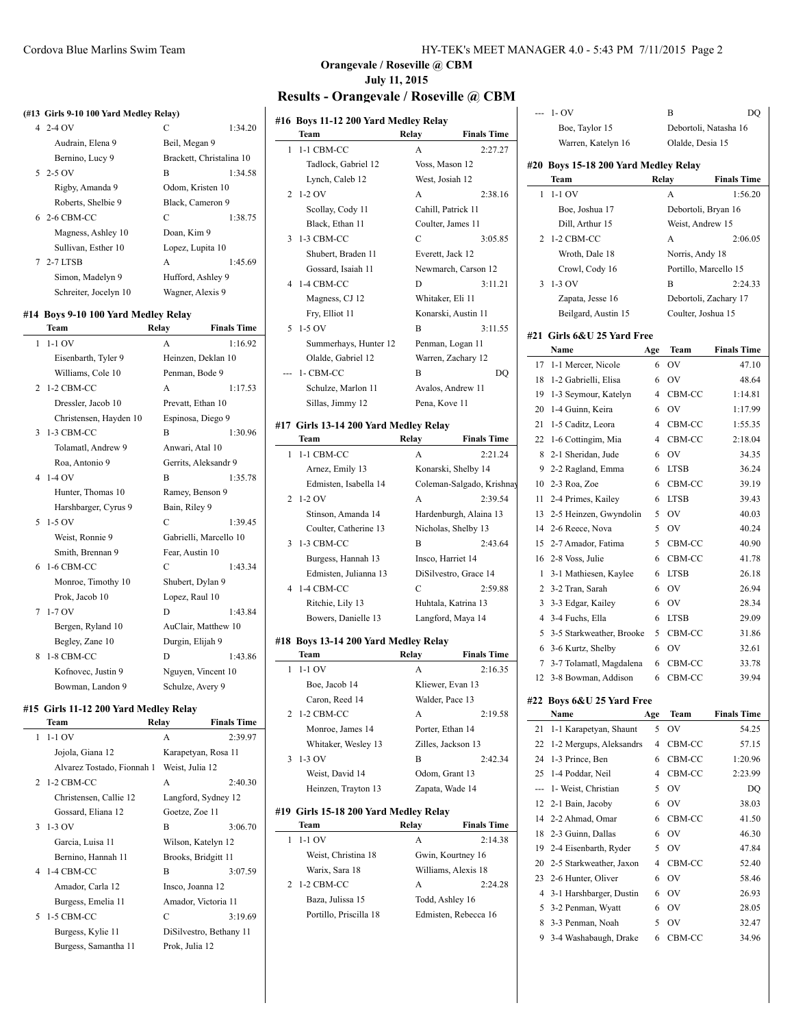## Orangevale / Roseville @ CBM

**July 11, 2015**

# Results - Orangevale / Roseville @ CBM

### (#13 Girls 9-10 100 Yard Medley Relay)

| | Team | Relay | Finals Time |
|---|---|---|---|
| 4 | 2-4 OV | C | 1:34.20 |
| | Audrain, Elena 9 | Beil, Megan 9 | |
| | Bernino, Lucy 9 | Brackett, Christalina 10 | |
| 5 | 2-5 OV | B | 1:34.58 |
| | Rigby, Amanda 9 | Odom, Kristen 10 | |
| | Roberts, Shelbie 9 | Black, Cameron 9 | |
| 6 | 2-6 CBM-CC | C | 1:38.75 |
| | Magness, Ashley 10 | Doan, Kim 9 | |
| | Sullivan, Esther 10 | Lopez, Lupita 10 | |
| 7 | 2-7 LTSB | A | 1:45.69 |
| | Simon, Madelyn 9 | Hufford, Ashley 9 | |
| | Schreiter, Jocelyn 10 | Wagner, Alexis 9 | |

### #14 Boys 9-10 100 Yard Medley Relay

| | Team | Relay | Finals Time |
|---|---|---|---|
| 1 | 1-1 OV | A | 1:16.92 |
| | Eisenbarth, Tyler 9 | Heinzen, Deklan 10 | |
| | Williams, Cole 10 | Penman, Bode 9 | |
| 2 | 1-2 CBM-CC | A | 1:17.53 |
| | Dressler, Jacob 10 | Prevatt, Ethan 10 | |
| | Christensen, Hayden 10 | Espinosa, Diego 9 | |
| 3 | 1-3 CBM-CC | B | 1:30.96 |
| | Tolamatl, Andrew 9 | Anwari, Atal 10 | |
| | Roa, Antonio 9 | Gerrits, Aleksandr 9 | |
| 4 | 1-4 OV | B | 1:35.78 |
| | Hunter, Thomas 10 | Ramey, Benson 9 | |
| | Harshbarger, Cyrus 9 | Bain, Riley 9 | |
| 5 | 1-5 OV | C | 1:39.45 |
| | Weist, Ronnie 9 | Gabrielli, Marcello 10 | |
| | Smith, Brennan 9 | Fear, Austin 10 | |
| 6 | 1-6 CBM-CC | C | 1:43.34 |
| | Monroe, Timothy 10 | Shubert, Dylan 9 | |
| | Prok, Jacob 10 | Lopez, Raul 10 | |
| 7 | 1-7 OV | D | 1:43.84 |
| | Bergen, Ryland 10 | AuClair, Matthew 10 | |
| | Begley, Zane 10 | Durgin, Elijah 9 | |
| 8 | 1-8 CBM-CC | D | 1:43.86 |
| | Kofnovec, Justin 9 | Nguyen, Vincent 10 | |
| | Bowman, Landon 9 | Schulze, Avery 9 | |

### #15 Girls 11-12 200 Yard Medley Relay

| | Team | Relay | Finals Time |
|---|---|---|---|
| 1 | 1-1 OV | A | 2:39.97 |
| | Jojola, Giana 12 | Karapetyan, Rosa 11 | |
| | Alvarez Tostado, Fionnah 1 | Weist, Julia 12 | |
| 2 | 1-2 CBM-CC | A | 2:40.30 |
| | Christensen, Callie 12 | Langford, Sydney 12 | |
| | Gossard, Eliana 12 | Goetze, Zoe 11 | |
| 3 | 1-3 OV | B | 3:06.70 |
| | Garcia, Luisa 11 | Wilson, Katelyn 12 | |
| | Bernino, Hannah 11 | Brooks, Bridgitt 11 | |
| 4 | 1-4 CBM-CC | B | 3:07.59 |
| | Amador, Carla 12 | Insco, Joanna 12 | |
| | Burgess, Emelia 11 | Amador, Victoria 11 | |
| 5 | 1-5 CBM-CC | C | 3:19.69 |
| | Burgess, Kylie 11 | DiSilvestro, Bethany 11 | |
| | Burgess, Samantha 11 | Prok, Julia 12 | |

### #16 Boys 11-12 200 Yard Medley Relay

| | Team | Relay | Finals Time |
|---|---|---|---|
| 1 | 1-1 CBM-CC | A | 2:27.27 |
| | Tadlock, Gabriel 12 | Voss, Mason 12 | |
| | Lynch, Caleb 12 | West, Josiah 12 | |
| 2 | 1-2 OV | A | 2:38.16 |
| | Scollay, Cody 11 | Cahill, Patrick 11 | |
| | Black, Ethan 11 | Coulter, James 11 | |
| 3 | 1-3 CBM-CC | C | 3:05.85 |
| | Shubert, Braden 11 | Everett, Jack 12 | |
| | Gossard, Isaiah 11 | Newmarch, Carson 12 | |
| 4 | 1-4 CBM-CC | D | 3:11.21 |
| | Magness, CJ 12 | Whitaker, Eli 11 | |
| | Fry, Elliot 11 | Konarski, Austin 11 | |
| 5 | 1-5 OV | B | 3:11.55 |
| | Summerhays, Hunter 12 | Penman, Logan 11 | |
| | Olalde, Gabriel 12 | Warren, Zachary 12 | |
| --- | 1- CBM-CC | B | DQ |
| | Schulze, Marlon 11 | Avalos, Andrew 11 | |
| | Sillas, Jimmy 12 | Pena, Kove 11 | |

### #17 Girls 13-14 200 Yard Medley Relay

| | Team | Relay | Finals Time |
|---|---|---|---|
| 1 | 1-1 CBM-CC | A | 2:21.24 |
| | Arnez, Emily 13 | Konarski, Shelby 14 | |
| | Edmisten, Isabella 14 | Coleman-Salgado, Krishnay | |
| 2 | 1-2 OV | A | 2:39.54 |
| | Stinson, Amanda 14 | Hardenburgh, Alaina 13 | |
| | Coulter, Catherine 13 | Nicholas, Shelby 13 | |
| 3 | 1-3 CBM-CC | B | 2:43.64 |
| | Burgess, Hannah 13 | Insco, Harriet 14 | |
| | Edmisten, Julianna 13 | DiSilvestro, Grace 14 | |
| 4 | 1-4 CBM-CC | C | 2:59.88 |
| | Ritchie, Lily 13 | Huhtala, Katrina 13 | |
| | Bowers, Danielle 13 | Langford, Maya 14 | |

### #18 Boys 13-14 200 Yard Medley Relay

| | Team | Relay | Finals Time |
|---|---|---|---|
| 1 | 1-1 OV | A | 2:16.35 |
| | Boe, Jacob 14 | Kliewer, Evan 13 | |
| | Caron, Reed 14 | Walder, Pace 13 | |
| 2 | 1-2 CBM-CC | A | 2:19.58 |
| | Monroe, James 14 | Porter, Ethan 14 | |
| | Whitaker, Wesley 13 | Zilles, Jackson 13 | |
| 3 | 1-3 OV | B | 2:42.34 |
| | Weist, David 14 | Odom, Grant 13 | |
| | Heinzen, Trayton 13 | Zapata, Wade 14 | |

### #19 Girls 15-18 200 Yard Medley Relay

| | Team | Relay | Finals Time |
|---|---|---|---|
| 1 | 1-1 OV | A | 2:14.38 |
| | Weist, Christina 18 | Gwin, Kourtney 16 | |
| | Warix, Sara 18 | Williams, Alexis 18 | |
| 2 | 1-2 CBM-CC | A | 2:24.28 |
| | Baza, Julissa 15 | Todd, Ashley 16 | |
| | Portillo, Priscilla 18 | Edmisten, Rebecca 16 | |
| --- | 1- OV | B | DQ |
| | Boe, Taylor 15 | Debortoli, Natasha 16 | |
| | Warren, Katelyn 16 | Olalde, Desia 15 | |

### #20 Boys 15-18 200 Yard Medley Relay

| | Team | Relay | Finals Time |
|---|---|---|---|
| 1 | 1-1 OV | A | 1:56.20 |
| | Boe, Joshua 17 | Debortoli, Bryan 16 | |
| | Dill, Arthur 15 | Weist, Andrew 15 | |
| 2 | 1-2 CBM-CC | A | 2:06.05 |
| | Wroth, Dale 18 | Norris, Andy 18 | |
| | Crowl, Cody 16 | Portillo, Marcello 15 | |
| 3 | 1-3 OV | B | 2:24.33 |
| | Zapata, Jesse 16 | Debortoli, Zachary 17 | |
| | Beilgard, Austin 15 | Coulter, Joshua 15 | |

### #21 Girls 6&U 25 Yard Free

| | Name | Age | Team | Finals Time |
|---|---|---|---|---|
| 17 | 1-1 Mercer, Nicole | 6 | OV | 47.10 |
| 18 | 1-2 Gabrielli, Elisa | 6 | OV | 48.64 |
| 19 | 1-3 Seymour, Katelyn | 4 | CBM-CC | 1:14.81 |
| 20 | 1-4 Guinn, Keira | 6 | OV | 1:17.99 |
| 21 | 1-5 Caditz, Leora | 4 | CBM-CC | 1:55.35 |
| 22 | 1-6 Cottingim, Mia | 4 | CBM-CC | 2:18.04 |
| 8 | 2-1 Sheridan, Jude | 6 | OV | 34.35 |
| 9 | 2-2 Ragland, Emma | 6 | LTSB | 36.24 |
| 10 | 2-3 Roa, Zoe | 6 | CBM-CC | 39.19 |
| 11 | 2-4 Primes, Kailey | 6 | LTSB | 39.43 |
| 13 | 2-5 Heinzen, Gwyndolin | 5 | OV | 40.03 |
| 14 | 2-6 Reece, Nova | 5 | OV | 40.24 |
| 15 | 2-7 Amador, Fatima | 5 | CBM-CC | 40.90 |
| 16 | 2-8 Voss, Julie | 6 | CBM-CC | 41.78 |
| 1 | 3-1 Mathiesen, Kaylee | 6 | LTSB | 26.18 |
| 2 | 3-2 Tran, Sarah | 6 | OV | 26.94 |
| 3 | 3-3 Edgar, Kailey | 6 | OV | 28.34 |
| 4 | 3-4 Fuchs, Ella | 6 | LTSB | 29.09 |
| 5 | 3-5 Starkweather, Brooke | 5 | CBM-CC | 31.86 |
| 6 | 3-6 Kurtz, Shelby | 6 | OV | 32.61 |
| 7 | 3-7 Tolamatl, Magdalena | 6 | CBM-CC | 33.78 |
| 12 | 3-8 Bowman, Addison | 6 | CBM-CC | 39.94 |

### #22 Boys 6&U 25 Yard Free

| | Name | Age | Team | Finals Time |
|---|---|---|---|---|
| 21 | 1-1 Karapetyan, Shaunt | 5 | OV | 54.25 |
| 22 | 1-2 Mergups, Aleksandrs | 4 | CBM-CC | 57.15 |
| 24 | 1-3 Prince, Ben | 6 | CBM-CC | 1:20.96 |
| 25 | 1-4 Poddar, Neil | 4 | CBM-CC | 2:23.99 |
| --- | 1- Weist, Christian | 5 | OV | DQ |
| 12 | 2-1 Bain, Jacoby | 6 | OV | 38.03 |
| 14 | 2-2 Ahmad, Omar | 6 | CBM-CC | 41.50 |
| 18 | 2-3 Guinn, Dallas | 6 | OV | 46.30 |
| 19 | 2-4 Eisenbarth, Ryder | 5 | OV | 47.84 |
| 20 | 2-5 Starkweather, Jaxon | 4 | CBM-CC | 52.40 |
| 23 | 2-6 Hunter, Oliver | 6 | OV | 58.46 |
| 4 | 3-1 Harshbarger, Dustin | 6 | OV | 26.93 |
| 5 | 3-2 Penman, Wyatt | 6 | OV | 28.05 |
| 8 | 3-3 Penman, Noah | 5 | OV | 32.47 |
| 9 | 3-4 Washabaugh, Drake | 6 | CBM-CC | 34.96 |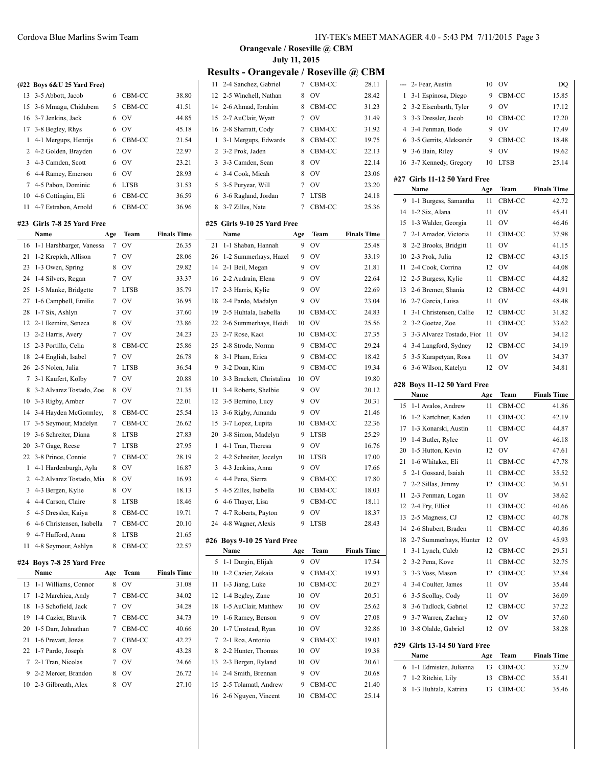## Orangevale / Roseville @ CBM

### July 11, 2015

# Results - Orangevale / Roseville @ CBM

**(#22 Boys 6&U 25 Yard Free)**

| | Name | Age | Team | Finals Time |
|---|---|---|---|---|
| 13 | 3-5 Abbott, Jacob | 6 | CBM-CC | 38.80 |
| 15 | 3-6 Mmagu, Chidubem | 5 | CBM-CC | 41.51 |
| 16 | 3-7 Jenkins, Jack | 6 | OV | 44.85 |
| 17 | 3-8 Begley, Rhys | 6 | OV | 45.18 |
| 1 | 4-1 Mergups, Henrijs | 6 | CBM-CC | 21.54 |
| 2 | 4-2 Golden, Brayden | 6 | OV | 22.97 |
| 3 | 4-3 Camden, Scott | 6 | OV | 23.21 |
| 6 | 4-4 Ramey, Emerson | 6 | OV | 28.93 |
| 7 | 4-5 Pabon, Dominic | 6 | LTSB | 31.53 |
| 10 | 4-6 Cottingim, Eli | 6 | CBM-CC | 36.59 |
| 11 | 4-7 Estrabon, Arnold | 6 | CBM-CC | 36.96 |

**#23 Girls 7-8 25 Yard Free**

| | Name | Age | Team | Finals Time |
|---|---|---|---|---|
| 16 | 1-1 Harshbarger, Vanessa | 7 | OV | 26.35 |
| 21 | 1-2 Krepich, Allison | 7 | OV | 28.06 |
| 23 | 1-3 Owen, Spring | 8 | OV | 29.82 |
| 24 | 1-4 Silvers, Regan | 7 | OV | 33.37 |
| 25 | 1-5 Manke, Bridgette | 7 | LTSB | 35.79 |
| 27 | 1-6 Campbell, Emilie | 7 | OV | 36.95 |
| 28 | 1-7 Six, Ashlyn | 7 | OV | 37.60 |
| 12 | 2-1 Ikemire, Seneca | 8 | OV | 23.86 |
| 13 | 2-2 Harris, Avery | 7 | OV | 24.23 |
| 15 | 2-3 Portillo, Celia | 8 | CBM-CC | 25.86 |
| 18 | 2-4 English, Isabel | 7 | OV | 26.78 |
| 26 | 2-5 Nolen, Julia | 7 | LTSB | 36.54 |
| 7 | 3-1 Kaufert, Kolby | 7 | OV | 20.88 |
| 8 | 3-2 Alvarez Tostado, Zoe | 8 | OV | 21.35 |
| 10 | 3-3 Rigby, Amber | 7 | OV | 22.01 |
| 14 | 3-4 Hayden McGormley, | 8 | CBM-CC | 25.54 |
| 17 | 3-5 Seymour, Madelyn | 7 | CBM-CC | 26.62 |
| 19 | 3-6 Schreiter, Diana | 8 | LTSB | 27.83 |
| 20 | 3-7 Gage, Reese | 7 | LTSB | 27.95 |
| 22 | 3-8 Prince, Connie | 7 | CBM-CC | 28.19 |
| 1 | 4-1 Hardenburgh, Ayla | 8 | OV | 16.87 |
| 2 | 4-2 Alvarez Tostado, Mia | 8 | OV | 16.93 |
| 3 | 4-3 Bergen, Kylie | 8 | OV | 18.13 |
| 4 | 4-4 Carson, Claire | 8 | LTSB | 18.46 |
| 5 | 4-5 Dressler, Kaiya | 8 | CBM-CC | 19.71 |
| 6 | 4-6 Christensen, Isabella | 7 | CBM-CC | 20.10 |
| 9 | 4-7 Hufford, Anna | 8 | LTSB | 21.65 |
| 11 | 4-8 Seymour, Ashlyn | 8 | CBM-CC | 22.57 |

**#24 Boys 7-8 25 Yard Free**

| | Name | Age | Team | Finals Time |
|---|---|---|---|---|
| 13 | 1-1 Williams, Connor | 8 | OV | 31.08 |
| 17 | 1-2 Marchica, Andy | 7 | CBM-CC | 34.02 |
| 18 | 1-3 Schofield, Jack | 7 | OV | 34.28 |
| 19 | 1-4 Cazier, Bhavik | 7 | CBM-CC | 34.73 |
| 20 | 1-5 Darr, Johnathan | 7 | CBM-CC | 40.66 |
| 21 | 1-6 Prevatt, Jonas | 7 | CBM-CC | 42.27 |
| 22 | 1-7 Pardo, Joseph | 8 | OV | 43.28 |
| 7 | 2-1 Tran, Nicolas | 7 | OV | 24.66 |
| 9 | 2-2 Mercer, Brandon | 8 | OV | 26.72 |
| 10 | 2-3 Gilbreath, Alex | 8 | OV | 27.10 |
| 11 | 2-4 Sanchez, Gabriel | 7 | CBM-CC | 28.11 |
| 12 | 2-5 Winchell, Nathan | 8 | OV | 28.42 |
| 14 | 2-6 Ahmad, Ibrahim | 8 | CBM-CC | 31.23 |
| 15 | 2-7 AuClair, Wyatt | 7 | OV | 31.49 |
| 16 | 2-8 Sharratt, Cody | 7 | CBM-CC | 31.92 |
| 1 | 3-1 Mergups, Edwards | 8 | CBM-CC | 19.75 |
| 2 | 3-2 Prok, Jaden | 8 | CBM-CC | 22.13 |
| 3 | 3-3 Camden, Sean | 8 | OV | 22.14 |
| 4 | 3-4 Cook, Micah | 8 | OV | 23.06 |
| 5 | 3-5 Puryear, Will | 7 | OV | 23.20 |
| 6 | 3-6 Ragland, Jordan | 7 | LTSB | 24.18 |
| 8 | 3-7 Zilles, Nate | 7 | CBM-CC | 25.36 |

**#25 Girls 9-10 25 Yard Free**

| | Name | Age | Team | Finals Time |
|---|---|---|---|---|
| 21 | 1-1 Shaban, Hannah | 9 | OV | 25.48 |
| 26 | 1-2 Summerhays, Hazel | 9 | OV | 33.19 |
| 14 | 2-1 Beil, Megan | 9 | OV | 21.81 |
| 16 | 2-2 Audrain, Elena | 9 | OV | 22.64 |
| 17 | 2-3 Harris, Kylie | 9 | OV | 22.69 |
| 18 | 2-4 Pardo, Madalyn | 9 | OV | 23.04 |
| 19 | 2-5 Huhtala, Isabella | 10 | CBM-CC | 24.83 |
| 22 | 2-6 Summerhays, Heidi | 10 | OV | 25.56 |
| 23 | 2-7 Rose, Kaci | 10 | CBM-CC | 27.35 |
| 25 | 2-8 Strode, Norma | 9 | CBM-CC | 29.24 |
| 8 | 3-1 Pham, Erica | 9 | CBM-CC | 18.42 |
| 9 | 3-2 Doan, Kim | 9 | CBM-CC | 19.34 |
| 10 | 3-3 Brackett, Christalina | 10 | OV | 19.80 |
| 11 | 3-4 Roberts, Shelbie | 9 | OV | 20.12 |
| 12 | 3-5 Bernino, Lucy | 9 | OV | 20.31 |
| 13 | 3-6 Rigby, Amanda | 9 | OV | 21.46 |
| 15 | 3-7 Lopez, Lupita | 10 | CBM-CC | 22.36 |
| 20 | 3-8 Simon, Madelyn | 9 | LTSB | 25.29 |
| 1 | 4-1 Tran, Theresa | 9 | OV | 16.76 |
| 2 | 4-2 Schreiter, Jocelyn | 10 | LTSB | 17.00 |
| 3 | 4-3 Jenkins, Anna | 9 | OV | 17.66 |
| 4 | 4-4 Pena, Sierra | 9 | CBM-CC | 17.80 |
| 5 | 4-5 Zilles, Isabella | 10 | CBM-CC | 18.03 |
| 6 | 4-6 Thayer, Lisa | 9 | CBM-CC | 18.11 |
| 7 | 4-7 Roberts, Payton | 9 | OV | 18.37 |
| 24 | 4-8 Wagner, Alexis | 9 | LTSB | 28.43 |

**#26 Boys 9-10 25 Yard Free**

| | Name | Age | Team | Finals Time |
|---|---|---|---|---|
| 5 | 1-1 Durgin, Elijah | 9 | OV | 17.54 |
| 10 | 1-2 Cazier, Zekaia | 9 | CBM-CC | 19.93 |
| 11 | 1-3 Jiang, Luke | 10 | CBM-CC | 20.27 |
| 12 | 1-4 Begley, Zane | 10 | OV | 20.51 |
| 18 | 1-5 AuClair, Matthew | 10 | OV | 25.62 |
| 19 | 1-6 Ramey, Benson | 9 | OV | 27.08 |
| 20 | 1-7 Umstead, Ryan | 10 | OV | 32.86 |
| 7 | 2-1 Roa, Antonio | 9 | CBM-CC | 19.03 |
| 8 | 2-2 Hunter, Thomas | 10 | OV | 19.38 |
| 13 | 2-3 Bergen, Ryland | 10 | OV | 20.61 |
| 14 | 2-4 Smith, Brennan | 9 | OV | 20.68 |
| 15 | 2-5 Tolamatl, Andrew | 9 | CBM-CC | 21.40 |
| 16 | 2-6 Nguyen, Vincent | 10 | CBM-CC | 25.14 |
| --- | 2- Fear, Austin | 10 | OV | DQ |
| 1 | 3-1 Espinosa, Diego | 9 | CBM-CC | 15.85 |
| 2 | 3-2 Eisenbarth, Tyler | 9 | OV | 17.12 |
| 3 | 3-3 Dressler, Jacob | 10 | CBM-CC | 17.20 |
| 4 | 3-4 Penman, Bode | 9 | OV | 17.49 |
| 6 | 3-5 Gerrits, Aleksandr | 9 | CBM-CC | 18.48 |
| 9 | 3-6 Bain, Riley | 9 | OV | 19.62 |
| 16 | 3-7 Kennedy, Gregory | 10 | LTSB | 25.14 |

**#27 Girls 11-12 50 Yard Free**

| | Name | Age | Team | Finals Time |
|---|---|---|---|---|
| 9 | 1-1 Burgess, Samantha | 11 | CBM-CC | 42.72 |
| 14 | 1-2 Six, Alana | 11 | OV | 45.41 |
| 15 | 1-3 Walder, Georgia | 11 | OV | 46.46 |
| 7 | 2-1 Amador, Victoria | 11 | CBM-CC | 37.98 |
| 8 | 2-2 Brooks, Bridgitt | 11 | OV | 41.15 |
| 10 | 2-3 Prok, Julia | 12 | CBM-CC | 43.15 |
| 11 | 2-4 Cook, Corrina | 12 | OV | 44.08 |
| 12 | 2-5 Burgess, Kylie | 11 | CBM-CC | 44.82 |
| 13 | 2-6 Bremer, Shania | 12 | CBM-CC | 44.91 |
| 16 | 2-7 Garcia, Luisa | 11 | OV | 48.48 |
| 1 | 3-1 Christensen, Callie | 12 | CBM-CC | 31.82 |
| 2 | 3-2 Goetze, Zoe | 11 | CBM-CC | 33.62 |
| 3 | 3-3 Alvarez Tostado, Fior | 11 | OV | 34.12 |
| 4 | 3-4 Langford, Sydney | 12 | CBM-CC | 34.19 |
| 5 | 3-5 Karapetyan, Rosa | 11 | OV | 34.37 |
| 6 | 3-6 Wilson, Katelyn | 12 | OV | 34.81 |

**#28 Boys 11-12 50 Yard Free**

| | Name | Age | Team | Finals Time |
|---|---|---|---|---|
| 15 | 1-1 Avalos, Andrew | 11 | CBM-CC | 41.86 |
| 16 | 1-2 Kartchner, Kaden | 11 | CBM-CC | 42.19 |
| 17 | 1-3 Konarski, Austin | 11 | CBM-CC | 44.87 |
| 19 | 1-4 Butler, Rylee | 11 | OV | 46.18 |
| 20 | 1-5 Hutton, Kevin | 12 | OV | 47.61 |
| 21 | 1-6 Whitaker, Eli | 11 | CBM-CC | 47.78 |
| 5 | 2-1 Gossard, Isaiah | 11 | CBM-CC | 35.52 |
| 7 | 2-2 Sillas, Jimmy | 12 | CBM-CC | 36.51 |
| 11 | 2-3 Penman, Logan | 11 | OV | 38.62 |
| 12 | 2-4 Fry, Elliot | 11 | CBM-CC | 40.66 |
| 13 | 2-5 Magness, CJ | 12 | CBM-CC | 40.78 |
| 14 | 2-6 Shubert, Braden | 11 | CBM-CC | 40.86 |
| 18 | 2-7 Summerhays, Hunter | 12 | OV | 45.93 |
| 1 | 3-1 Lynch, Caleb | 12 | CBM-CC | 29.51 |
| 2 | 3-2 Pena, Kove | 11 | CBM-CC | 32.75 |
| 3 | 3-3 Voss, Mason | 12 | CBM-CC | 32.84 |
| 4 | 3-4 Coulter, James | 11 | OV | 35.44 |
| 6 | 3-5 Scollay, Cody | 11 | OV | 36.09 |
| 8 | 3-6 Tadlock, Gabriel | 12 | CBM-CC | 37.22 |
| 9 | 3-7 Warren, Zachary | 12 | OV | 37.60 |
| 10 | 3-8 Olalde, Gabriel | 12 | OV | 38.28 |

**#29 Girls 13-14 50 Yard Free**

| | Name | Age | Team | Finals Time |
|---|---|---|---|---|
| 6 | 1-1 Edmisten, Julianna | 13 | CBM-CC | 33.29 |
| 7 | 1-2 Ritchie, Lily | 13 | CBM-CC | 35.41 |
| 8 | 1-3 Huhtala, Katrina | 13 | CBM-CC | 35.46 |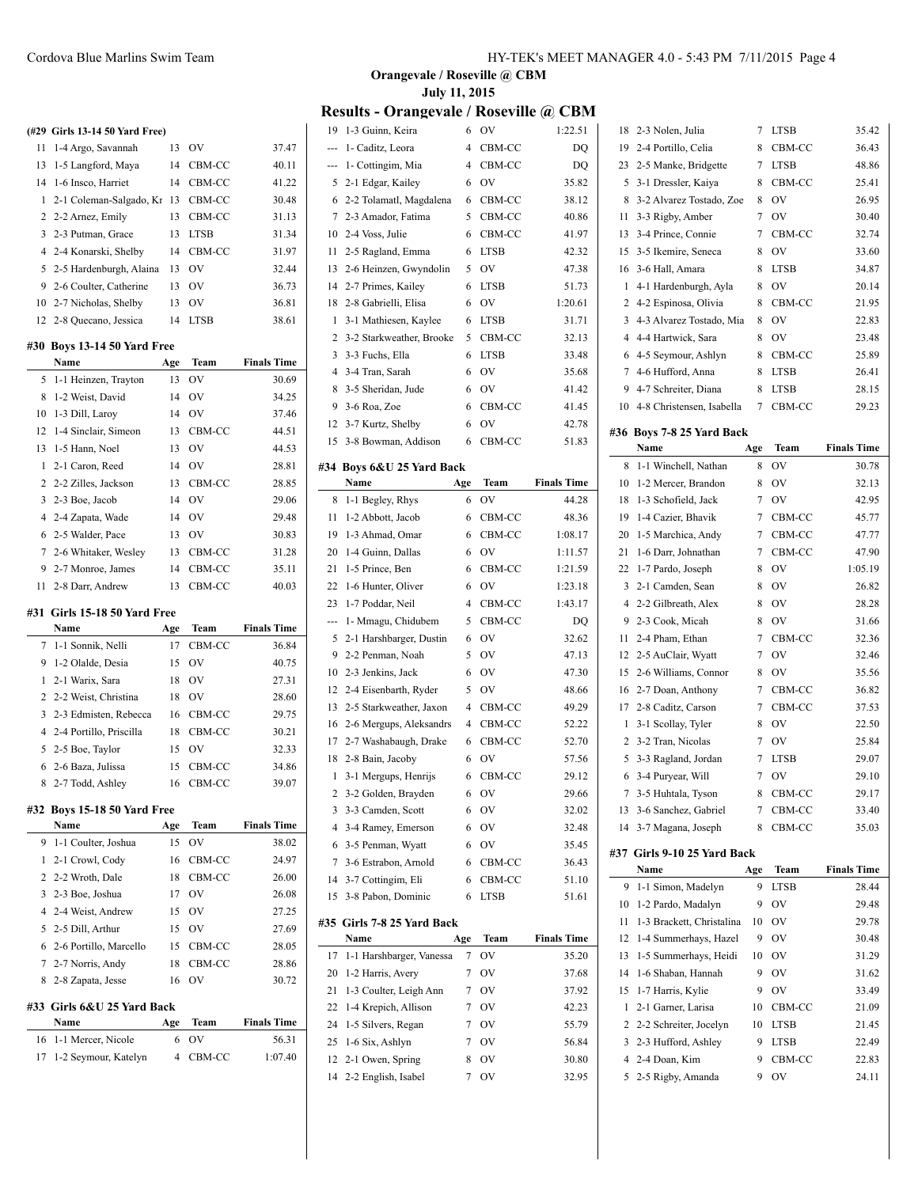**Orangevale / Roseville @ CBM**
**July 11, 2015**

# Results - Orangevale / Roseville @ CBM

### (#29 Girls 13-14 50 Yard Free)

| Place | Name | Age | Team | Finals Time |
|---|---|---|---|---|
| 11 | 1-4 Argo, Savannah | 13 | OV | 37.47 |
| 13 | 1-5 Langford, Maya | 14 | CBM-CC | 40.11 |
| 14 | 1-6 Insco, Harriet | 14 | CBM-CC | 41.22 |
| 1 | 2-1 Coleman-Salgado, Kr | 13 | CBM-CC | 30.48 |
| 2 | 2-2 Arnez, Emily | 13 | CBM-CC | 31.13 |
| 3 | 2-3 Putman, Grace | 13 | LTSB | 31.34 |
| 4 | 2-4 Konarski, Shelby | 14 | CBM-CC | 31.97 |
| 5 | 2-5 Hardenburgh, Alaina | 13 | OV | 32.44 |
| 9 | 2-6 Coulter, Catherine | 13 | OV | 36.73 |
| 10 | 2-7 Nicholas, Shelby | 13 | OV | 36.81 |
| 12 | 2-8 Quecano, Jessica | 14 | LTSB | 38.61 |

### #30 Boys 13-14 50 Yard Free

| Place | Name | Age | Team | Finals Time |
|---|---|---|---|---|
| 5 | 1-1 Heinzen, Trayton | 13 | OV | 30.69 |
| 8 | 1-2 Weist, David | 14 | OV | 34.25 |
| 10 | 1-3 Dill, Laroy | 14 | OV | 37.46 |
| 12 | 1-4 Sinclair, Simeon | 13 | CBM-CC | 44.51 |
| 13 | 1-5 Hann, Noel | 13 | OV | 44.53 |
| 1 | 2-1 Caron, Reed | 14 | OV | 28.81 |
| 2 | 2-2 Zilles, Jackson | 13 | CBM-CC | 28.85 |
| 3 | 2-3 Boe, Jacob | 14 | OV | 29.06 |
| 4 | 2-4 Zapata, Wade | 14 | OV | 29.48 |
| 6 | 2-5 Walder, Pace | 13 | OV | 30.83 |
| 7 | 2-6 Whitaker, Wesley | 13 | CBM-CC | 31.28 |
| 9 | 2-7 Monroe, James | 14 | CBM-CC | 35.11 |
| 11 | 2-8 Darr, Andrew | 13 | CBM-CC | 40.03 |

### #31 Girls 15-18 50 Yard Free

| Place | Name | Age | Team | Finals Time |
|---|---|---|---|---|
| 7 | 1-1 Sonnik, Nelli | 17 | CBM-CC | 36.84 |
| 9 | 1-2 Olalde, Desia | 15 | OV | 40.75 |
| 1 | 2-1 Warix, Sara | 18 | OV | 27.31 |
| 2 | 2-2 Weist, Christina | 18 | OV | 28.60 |
| 3 | 2-3 Edmisten, Rebecca | 16 | CBM-CC | 29.75 |
| 4 | 2-4 Portillo, Priscilla | 18 | CBM-CC | 30.21 |
| 5 | 2-5 Boe, Taylor | 15 | OV | 32.33 |
| 6 | 2-6 Baza, Julissa | 15 | CBM-CC | 34.86 |
| 8 | 2-7 Todd, Ashley | 16 | CBM-CC | 39.07 |

### #32 Boys 15-18 50 Yard Free

| Place | Name | Age | Team | Finals Time |
|---|---|---|---|---|
| 9 | 1-1 Coulter, Joshua | 15 | OV | 38.02 |
| 1 | 2-1 Crowl, Cody | 16 | CBM-CC | 24.97 |
| 2 | 2-2 Wroth, Dale | 18 | CBM-CC | 26.00 |
| 3 | 2-3 Boe, Joshua | 17 | OV | 26.08 |
| 4 | 2-4 Weist, Andrew | 15 | OV | 27.25 |
| 5 | 2-5 Dill, Arthur | 15 | OV | 27.69 |
| 6 | 2-6 Portillo, Marcello | 15 | CBM-CC | 28.05 |
| 7 | 2-7 Norris, Andy | 18 | CBM-CC | 28.86 |
| 8 | 2-8 Zapata, Jesse | 16 | OV | 30.72 |

### #33 Girls 6&U 25 Yard Back

| Place | Name | Age | Team | Finals Time |
|---|---|---|---|---|
| 16 | 1-1 Mercer, Nicole | 6 | OV | 56.31 |
| 17 | 1-2 Seymour, Katelyn | 4 | CBM-CC | 1:07.40 |
| 19 | 1-3 Guinn, Keira | 6 | OV | 1:22.51 |
| --- | 1- Caditz, Leora | 4 | CBM-CC | DQ |
| --- | 1- Cottingim, Mia | 4 | CBM-CC | DQ |
| 5 | 2-1 Edgar, Kailey | 6 | OV | 35.82 |
| 6 | 2-2 Tolamatl, Magdalena | 6 | CBM-CC | 38.12 |
| 7 | 2-3 Amador, Fatima | 5 | CBM-CC | 40.86 |
| 10 | 2-4 Voss, Julie | 6 | CBM-CC | 41.97 |
| 11 | 2-5 Ragland, Emma | 6 | LTSB | 42.32 |
| 13 | 2-6 Heinzen, Gwyndolin | 5 | OV | 47.38 |
| 14 | 2-7 Primes, Kailey | 6 | LTSB | 51.73 |
| 18 | 2-8 Gabrielli, Elisa | 6 | OV | 1:20.61 |
| 1 | 3-1 Mathiesen, Kaylee | 6 | LTSB | 31.71 |
| 2 | 3-2 Starkweather, Brooke | 5 | CBM-CC | 32.13 |
| 3 | 3-3 Fuchs, Ella | 6 | LTSB | 33.48 |
| 4 | 3-4 Tran, Sarah | 6 | OV | 35.68 |
| 8 | 3-5 Sheridan, Jude | 6 | OV | 41.42 |
| 9 | 3-6 Roa, Zoe | 6 | CBM-CC | 41.45 |
| 12 | 3-7 Kurtz, Shelby | 6 | OV | 42.78 |
| 15 | 3-8 Bowman, Addison | 6 | CBM-CC | 51.83 |

### #34 Boys 6&U 25 Yard Back

| Place | Name | Age | Team | Finals Time |
|---|---|---|---|---|
| 8 | 1-1 Begley, Rhys | 6 | OV | 44.28 |
| 11 | 1-2 Abbott, Jacob | 6 | CBM-CC | 48.36 |
| 19 | 1-3 Ahmad, Omar | 6 | CBM-CC | 1:08.17 |
| 20 | 1-4 Guinn, Dallas | 6 | OV | 1:11.57 |
| 21 | 1-5 Prince, Ben | 6 | CBM-CC | 1:21.59 |
| 22 | 1-6 Hunter, Oliver | 6 | OV | 1:23.18 |
| 23 | 1-7 Poddar, Neil | 4 | CBM-CC | 1:43.17 |
| --- | 1- Mmagu, Chidubem | 5 | CBM-CC | DQ |
| 5 | 2-1 Harshbarger, Dustin | 6 | OV | 32.62 |
| 9 | 2-2 Penman, Noah | 5 | OV | 47.13 |
| 10 | 2-3 Jenkins, Jack | 6 | OV | 47.30 |
| 12 | 2-4 Eisenbarth, Ryder | 5 | OV | 48.66 |
| 13 | 2-5 Starkweather, Jaxon | 4 | CBM-CC | 49.29 |
| 16 | 2-6 Mergups, Aleksandrs | 4 | CBM-CC | 52.22 |
| 17 | 2-7 Washabaugh, Drake | 6 | CBM-CC | 52.70 |
| 18 | 2-8 Bain, Jacoby | 6 | OV | 57.56 |
| 1 | 3-1 Mergups, Henrijs | 6 | CBM-CC | 29.12 |
| 2 | 3-2 Golden, Brayden | 6 | OV | 29.66 |
| 3 | 3-3 Camden, Scott | 6 | OV | 32.02 |
| 4 | 3-4 Ramey, Emerson | 6 | OV | 32.48 |
| 6 | 3-5 Penman, Wyatt | 6 | OV | 35.45 |
| 7 | 3-6 Estrabon, Arnold | 6 | CBM-CC | 36.43 |
| 14 | 3-7 Cottingim, Eli | 6 | CBM-CC | 51.10 |
| 15 | 3-8 Pabon, Dominic | 6 | LTSB | 51.61 |

### #35 Girls 7-8 25 Yard Back

| Place | Name | Age | Team | Finals Time |
|---|---|---|---|---|
| 17 | 1-1 Harshbarger, Vanessa | 7 | OV | 35.20 |
| 20 | 1-2 Harris, Avery | 7 | OV | 37.68 |
| 21 | 1-3 Coulter, Leigh Ann | 7 | OV | 37.92 |
| 22 | 1-4 Krepich, Allison | 7 | OV | 42.23 |
| 24 | 1-5 Silvers, Regan | 7 | OV | 55.79 |
| 25 | 1-6 Six, Ashlyn | 7 | OV | 56.84 |
| 12 | 2-1 Owen, Spring | 8 | OV | 30.80 |
| 14 | 2-2 English, Isabel | 7 | OV | 32.95 |
| 18 | 2-3 Nolen, Julia | 7 | LTSB | 35.42 |
| 19 | 2-4 Portillo, Celia | 8 | CBM-CC | 36.43 |
| 23 | 2-5 Manke, Bridgette | 7 | LTSB | 48.86 |
| 5 | 3-1 Dressler, Kaiya | 8 | CBM-CC | 25.41 |
| 8 | 3-2 Alvarez Tostado, Zoe | 8 | OV | 26.95 |
| 11 | 3-3 Rigby, Amber | 7 | OV | 30.40 |
| 13 | 3-4 Prince, Connie | 7 | CBM-CC | 32.74 |
| 15 | 3-5 Ikemire, Seneca | 8 | OV | 33.60 |
| 16 | 3-6 Hall, Amara | 8 | LTSB | 34.87 |
| 1 | 4-1 Hardenburgh, Ayla | 8 | OV | 20.14 |
| 2 | 4-2 Espinosa, Olivia | 8 | CBM-CC | 21.95 |
| 3 | 4-3 Alvarez Tostado, Mia | 8 | OV | 22.83 |
| 4 | 4-4 Hartwick, Sara | 8 | OV | 23.48 |
| 6 | 4-5 Seymour, Ashlyn | 8 | CBM-CC | 25.89 |
| 7 | 4-6 Hufford, Anna | 8 | LTSB | 26.41 |
| 9 | 4-7 Schreiter, Diana | 8 | LTSB | 28.15 |
| 10 | 4-8 Christensen, Isabella | 7 | CBM-CC | 29.23 |

### #36 Boys 7-8 25 Yard Back

| Place | Name | Age | Team | Finals Time |
|---|---|---|---|---|
| 8 | 1-1 Winchell, Nathan | 8 | OV | 30.78 |
| 10 | 1-2 Mercer, Brandon | 8 | OV | 32.13 |
| 18 | 1-3 Schofield, Jack | 7 | OV | 42.95 |
| 19 | 1-4 Cazier, Bhavik | 7 | CBM-CC | 45.77 |
| 20 | 1-5 Marchica, Andy | 7 | CBM-CC | 47.77 |
| 21 | 1-6 Darr, Johnathan | 7 | CBM-CC | 47.90 |
| 22 | 1-7 Pardo, Joseph | 8 | OV | 1:05.19 |
| 3 | 2-1 Camden, Sean | 8 | OV | 26.82 |
| 4 | 2-2 Gilbreath, Alex | 8 | OV | 28.28 |
| 9 | 2-3 Cook, Micah | 8 | OV | 31.66 |
| 11 | 2-4 Pham, Ethan | 7 | CBM-CC | 32.36 |
| 12 | 2-5 AuClair, Wyatt | 7 | OV | 32.46 |
| 15 | 2-6 Williams, Connor | 8 | OV | 35.56 |
| 16 | 2-7 Doan, Anthony | 7 | CBM-CC | 36.82 |
| 17 | 2-8 Caditz, Carson | 7 | CBM-CC | 37.53 |
| 1 | 3-1 Scollay, Tyler | 8 | OV | 22.50 |
| 2 | 3-2 Tran, Nicolas | 7 | OV | 25.84 |
| 5 | 3-3 Ragland, Jordan | 7 | LTSB | 29.07 |
| 6 | 3-4 Puryear, Will | 7 | OV | 29.10 |
| 7 | 3-5 Huhtala, Tyson | 8 | CBM-CC | 29.17 |
| 13 | 3-6 Sanchez, Gabriel | 7 | CBM-CC | 33.40 |
| 14 | 3-7 Magana, Joseph | 8 | CBM-CC | 35.03 |

### #37 Girls 9-10 25 Yard Back

| Place | Name | Age | Team | Finals Time |
|---|---|---|---|---|
| 9 | 1-1 Simon, Madelyn | 9 | LTSB | 28.44 |
| 10 | 1-2 Pardo, Madalyn | 9 | OV | 29.48 |
| 11 | 1-3 Brackett, Christalina | 10 | OV | 29.78 |
| 12 | 1-4 Summerhays, Hazel | 9 | OV | 30.48 |
| 13 | 1-5 Summerhays, Heidi | 10 | OV | 31.29 |
| 14 | 1-6 Shaban, Hannah | 9 | OV | 31.62 |
| 15 | 1-7 Harris, Kylie | 9 | OV | 33.49 |
| 1 | 2-1 Garner, Larisa | 10 | CBM-CC | 21.09 |
| 2 | 2-2 Schreiter, Jocelyn | 10 | LTSB | 21.45 |
| 3 | 2-3 Hufford, Ashley | 9 | LTSB | 22.49 |
| 4 | 2-4 Doan, Kim | 9 | CBM-CC | 22.83 |
| 5 | 2-5 Rigby, Amanda | 9 | OV | 24.11 |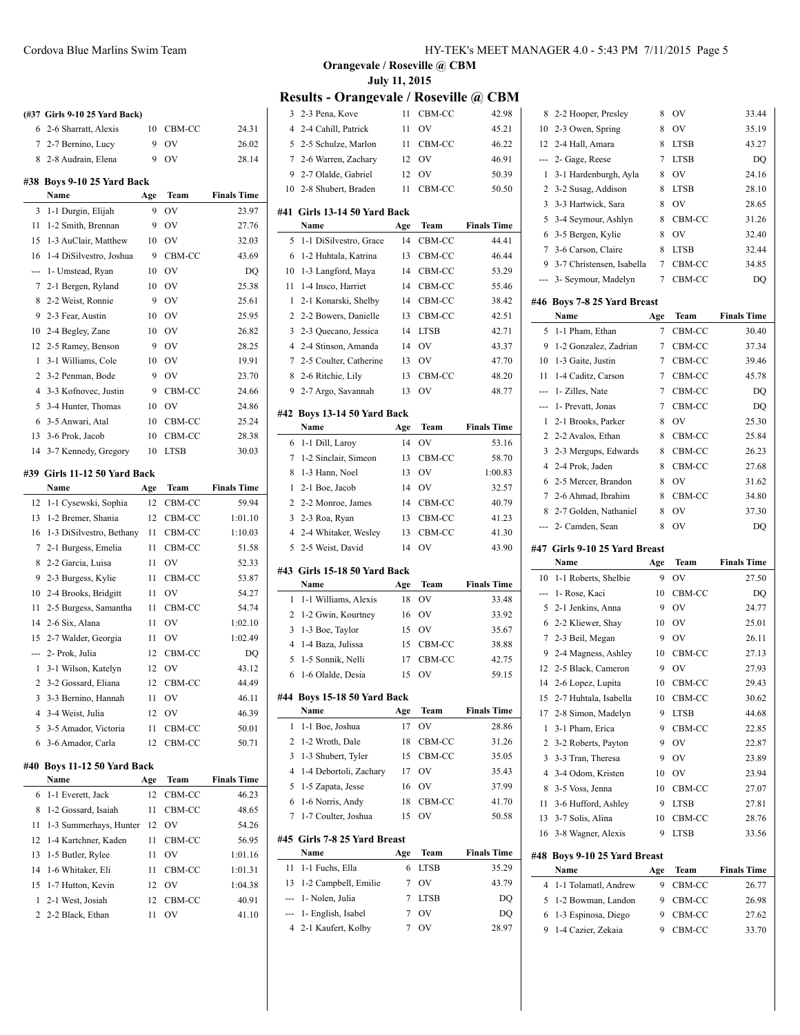**Orangevale / Roseville @ CBM**
**July 11, 2015**

## Results - Orangevale / Roseville @ CBM

### (#37 Girls 9-10 25 Yard Back)

| | Name | Age | Team | Finals Time |
|---|---|---|---|---|
| 6 | 2-6 Sharratt, Alexis | 10 | CBM-CC | 24.31 |
| 7 | 2-7 Bernino, Lucy | 9 | OV | 26.02 |
| 8 | 2-8 Audrain, Elena | 9 | OV | 28.14 |

### #38 Boys 9-10 25 Yard Back

| | Name | Age | Team | Finals Time |
|---|---|---|---|---|
| 3 | 1-1 Durgin, Elijah | 9 | OV | 23.97 |
| 11 | 1-2 Smith, Brennan | 9 | OV | 27.76 |
| 15 | 1-3 AuClair, Matthew | 10 | OV | 32.03 |
| 16 | 1-4 DiSilvestro, Joshua | 9 | CBM-CC | 43.69 |
| --- | 1- Umstead, Ryan | 10 | OV | DQ |
| 7 | 2-1 Bergen, Ryland | 10 | OV | 25.38 |
| 8 | 2-2 Weist, Ronnie | 9 | OV | 25.61 |
| 9 | 2-3 Fear, Austin | 10 | OV | 25.95 |
| 10 | 2-4 Begley, Zane | 10 | OV | 26.82 |
| 12 | 2-5 Ramey, Benson | 9 | OV | 28.25 |
| 1 | 3-1 Williams, Cole | 10 | OV | 19.91 |
| 2 | 3-2 Penman, Bode | 9 | OV | 23.70 |
| 4 | 3-3 Kofnovec, Justin | 9 | CBM-CC | 24.66 |
| 5 | 3-4 Hunter, Thomas | 10 | OV | 24.86 |
| 6 | 3-5 Anwari, Atal | 10 | CBM-CC | 25.24 |
| 13 | 3-6 Prok, Jacob | 10 | CBM-CC | 28.38 |
| 14 | 3-7 Kennedy, Gregory | 10 | LTSB | 30.03 |

### #39 Girls 11-12 50 Yard Back

| | Name | Age | Team | Finals Time |
|---|---|---|---|---|
| 12 | 1-1 Cysewski, Sophia | 12 | CBM-CC | 59.94 |
| 13 | 1-2 Bremer, Shania | 12 | CBM-CC | 1:01.10 |
| 16 | 1-3 DiSilvestro, Bethany | 11 | CBM-CC | 1:10.03 |
| 7 | 2-1 Burgess, Emelia | 11 | CBM-CC | 51.58 |
| 8 | 2-2 Garcia, Luisa | 11 | OV | 52.33 |
| 9 | 2-3 Burgess, Kylie | 11 | CBM-CC | 53.87 |
| 10 | 2-4 Brooks, Bridgitt | 11 | OV | 54.27 |
| 11 | 2-5 Burgess, Samantha | 11 | CBM-CC | 54.74 |
| 14 | 2-6 Six, Alana | 11 | OV | 1:02.10 |
| 15 | 2-7 Walder, Georgia | 11 | OV | 1:02.49 |
| --- | 2- Prok, Julia | 12 | CBM-CC | DQ |
| 1 | 3-1 Wilson, Katelyn | 12 | OV | 43.12 |
| 2 | 3-2 Gossard, Eliana | 12 | CBM-CC | 44.49 |
| 3 | 3-3 Bernino, Hannah | 11 | OV | 46.11 |
| 4 | 3-4 Weist, Julia | 12 | OV | 46.39 |
| 5 | 3-5 Amador, Victoria | 11 | CBM-CC | 50.01 |
| 6 | 3-6 Amador, Carla | 12 | CBM-CC | 50.71 |

### #40 Boys 11-12 50 Yard Back

| | Name | Age | Team | Finals Time |
|---|---|---|---|---|
| 6 | 1-1 Everett, Jack | 12 | CBM-CC | 46.23 |
| 8 | 1-2 Gossard, Isaiah | 11 | CBM-CC | 48.65 |
| 11 | 1-3 Summerhays, Hunter | 12 | OV | 54.26 |
| 12 | 1-4 Kartchner, Kaden | 11 | CBM-CC | 56.95 |
| 13 | 1-5 Butler, Rylee | 11 | OV | 1:01.16 |
| 14 | 1-6 Whitaker, Eli | 11 | CBM-CC | 1:01.31 |
| 15 | 1-7 Hutton, Kevin | 12 | OV | 1:04.38 |
| 1 | 2-1 West, Josiah | 12 | CBM-CC | 40.91 |
| 2 | 2-2 Black, Ethan | 11 | OV | 41.10 |
| 3 | 2-3 Pena, Kove | 11 | CBM-CC | 42.98 |
| 4 | 2-4 Cahill, Patrick | 11 | OV | 45.21 |
| 5 | 2-5 Schulze, Marlon | 11 | CBM-CC | 46.22 |
| 7 | 2-6 Warren, Zachary | 12 | OV | 46.91 |
| 9 | 2-7 Olalde, Gabriel | 12 | OV | 50.39 |
| 10 | 2-8 Shubert, Braden | 11 | CBM-CC | 50.50 |

### #41 Girls 13-14 50 Yard Back

| | Name | Age | Team | Finals Time |
|---|---|---|---|---|
| 5 | 1-1 DiSilvestro, Grace | 14 | CBM-CC | 44.41 |
| 6 | 1-2 Huhtala, Katrina | 13 | CBM-CC | 46.44 |
| 10 | 1-3 Langford, Maya | 14 | CBM-CC | 53.29 |
| 11 | 1-4 Insco, Harriet | 14 | CBM-CC | 55.46 |
| 1 | 2-1 Konarski, Shelby | 14 | CBM-CC | 38.42 |
| 2 | 2-2 Bowers, Danielle | 13 | CBM-CC | 42.51 |
| 3 | 2-3 Quecano, Jessica | 14 | LTSB | 42.71 |
| 4 | 2-4 Stinson, Amanda | 14 | OV | 43.37 |
| 7 | 2-5 Coulter, Catherine | 13 | OV | 47.70 |
| 8 | 2-6 Ritchie, Lily | 13 | CBM-CC | 48.20 |
| 9 | 2-7 Argo, Savannah | 13 | OV | 48.77 |

### #42 Boys 13-14 50 Yard Back

| | Name | Age | Team | Finals Time |
|---|---|---|---|---|
| 6 | 1-1 Dill, Laroy | 14 | OV | 53.16 |
| 7 | 1-2 Sinclair, Simeon | 13 | CBM-CC | 58.70 |
| 8 | 1-3 Hann, Noel | 13 | OV | 1:00.83 |
| 1 | 2-1 Boe, Jacob | 14 | OV | 32.57 |
| 2 | 2-2 Monroe, James | 14 | CBM-CC | 40.79 |
| 3 | 2-3 Roa, Ryan | 13 | CBM-CC | 41.23 |
| 4 | 2-4 Whitaker, Wesley | 13 | CBM-CC | 41.30 |
| 5 | 2-5 Weist, David | 14 | OV | 43.90 |

### #43 Girls 15-18 50 Yard Back

| | Name | Age | Team | Finals Time |
|---|---|---|---|---|
| 1 | 1-1 Williams, Alexis | 18 | OV | 33.48 |
| 2 | 1-2 Gwin, Kourtney | 16 | OV | 33.92 |
| 3 | 1-3 Boe, Taylor | 15 | OV | 35.67 |
| 4 | 1-4 Baza, Julissa | 15 | CBM-CC | 38.88 |
| 5 | 1-5 Sonnik, Nelli | 17 | CBM-CC | 42.75 |
| 6 | 1-6 Olalde, Desia | 15 | OV | 59.15 |

### #44 Boys 15-18 50 Yard Back

| | Name | Age | Team | Finals Time |
|---|---|---|---|---|
| 1 | 1-1 Boe, Joshua | 17 | OV | 28.86 |
| 2 | 1-2 Wroth, Dale | 18 | CBM-CC | 31.26 |
| 3 | 1-3 Shubert, Tyler | 15 | CBM-CC | 35.05 |
| 4 | 1-4 Debortoli, Zachary | 17 | OV | 35.43 |
| 5 | 1-5 Zapata, Jesse | 16 | OV | 37.99 |
| 6 | 1-6 Norris, Andy | 18 | CBM-CC | 41.70 |
| 7 | 1-7 Coulter, Joshua | 15 | OV | 50.58 |

### #45 Girls 7-8 25 Yard Breast

| | Name | Age | Team | Finals Time |
|---|---|---|---|---|
| 11 | 1-1 Fuchs, Ella | 6 | LTSB | 35.29 |
| 13 | 1-2 Campbell, Emilie | 7 | OV | 43.79 |
| --- | 1- Nolen, Julia | 7 | LTSB | DQ |
| --- | 1- English, Isabel | 7 | OV | DQ |
| 4 | 2-1 Kaufert, Kolby | 7 | OV | 28.97 |
| 8 | 2-2 Hooper, Presley | 8 | OV | 33.44 |
| 10 | 2-3 Owen, Spring | 8 | OV | 35.19 |
| 12 | 2-4 Hall, Amara | 8 | LTSB | 43.27 |
| --- | 2- Gage, Reese | 7 | LTSB | DQ |
| 1 | 3-1 Hardenburgh, Ayla | 8 | OV | 24.16 |
| 2 | 3-2 Susag, Addison | 8 | LTSB | 28.10 |
| 3 | 3-3 Hartwick, Sara | 8 | OV | 28.65 |
| 5 | 3-4 Seymour, Ashlyn | 8 | CBM-CC | 31.26 |
| 6 | 3-5 Bergen, Kylie | 8 | OV | 32.40 |
| 7 | 3-6 Carson, Claire | 8 | LTSB | 32.44 |
| 9 | 3-7 Christensen, Isabella | 7 | CBM-CC | 34.85 |
| --- | 3- Seymour, Madelyn | 7 | CBM-CC | DQ |

### #46 Boys 7-8 25 Yard Breast

| | Name | Age | Team | Finals Time |
|---|---|---|---|---|
| 5 | 1-1 Pham, Ethan | 7 | CBM-CC | 30.40 |
| 9 | 1-2 Gonzalez, Zadrian | 7 | CBM-CC | 37.34 |
| 10 | 1-3 Gaite, Justin | 7 | CBM-CC | 39.46 |
| 11 | 1-4 Caditz, Carson | 7 | CBM-CC | 45.78 |
| --- | 1- Zilles, Nate | 7 | CBM-CC | DQ |
| --- | 1- Prevatt, Jonas | 7 | CBM-CC | DQ |
| 1 | 2-1 Brooks, Parker | 8 | OV | 25.30 |
| 2 | 2-2 Avalos, Ethan | 8 | CBM-CC | 25.84 |
| 3 | 2-3 Mergups, Edwards | 8 | CBM-CC | 26.23 |
| 4 | 2-4 Prok, Jaden | 8 | CBM-CC | 27.68 |
| 6 | 2-5 Mercer, Brandon | 8 | OV | 31.62 |
| 7 | 2-6 Ahmad, Ibrahim | 8 | CBM-CC | 34.80 |
| 8 | 2-7 Golden, Nathaniel | 8 | OV | 37.30 |
| --- | 2- Camden, Sean | 8 | OV | DQ |

### #47 Girls 9-10 25 Yard Breast

| | Name | Age | Team | Finals Time |
|---|---|---|---|---|
| 10 | 1-1 Roberts, Shelbie | 9 | OV | 27.50 |
| --- | 1- Rose, Kaci | 10 | CBM-CC | DQ |
| 5 | 2-1 Jenkins, Anna | 9 | OV | 24.77 |
| 6 | 2-2 Kliewer, Shay | 10 | OV | 25.01 |
| 7 | 2-3 Beil, Megan | 9 | OV | 26.11 |
| 9 | 2-4 Magness, Ashley | 10 | CBM-CC | 27.13 |
| 12 | 2-5 Black, Cameron | 9 | OV | 27.93 |
| 14 | 2-6 Lopez, Lupita | 10 | CBM-CC | 29.43 |
| 15 | 2-7 Huhtala, Isabella | 10 | CBM-CC | 30.62 |
| 17 | 2-8 Simon, Madelyn | 9 | LTSB | 44.68 |
| 1 | 3-1 Pham, Erica | 9 | CBM-CC | 22.85 |
| 2 | 3-2 Roberts, Payton | 9 | OV | 22.87 |
| 3 | 3-3 Tran, Theresa | 9 | OV | 23.89 |
| 4 | 3-4 Odom, Kristen | 10 | OV | 23.94 |
| 8 | 3-5 Voss, Jenna | 10 | CBM-CC | 27.07 |
| 11 | 3-6 Hufford, Ashley | 9 | LTSB | 27.81 |
| 13 | 3-7 Solis, Alina | 10 | CBM-CC | 28.76 |
| 16 | 3-8 Wagner, Alexis | 9 | LTSB | 33.56 |

### #48 Boys 9-10 25 Yard Breast

| | Name | Age | Team | Finals Time |
|---|---|---|---|---|
| 4 | 1-1 Tolamatl, Andrew | 9 | CBM-CC | 26.77 |
| 5 | 1-2 Bowman, Landon | 9 | CBM-CC | 26.98 |
| 6 | 1-3 Espinosa, Diego | 9 | CBM-CC | 27.62 |
| 9 | 1-4 Cazier, Zekaia | 9 | CBM-CC | 33.70 |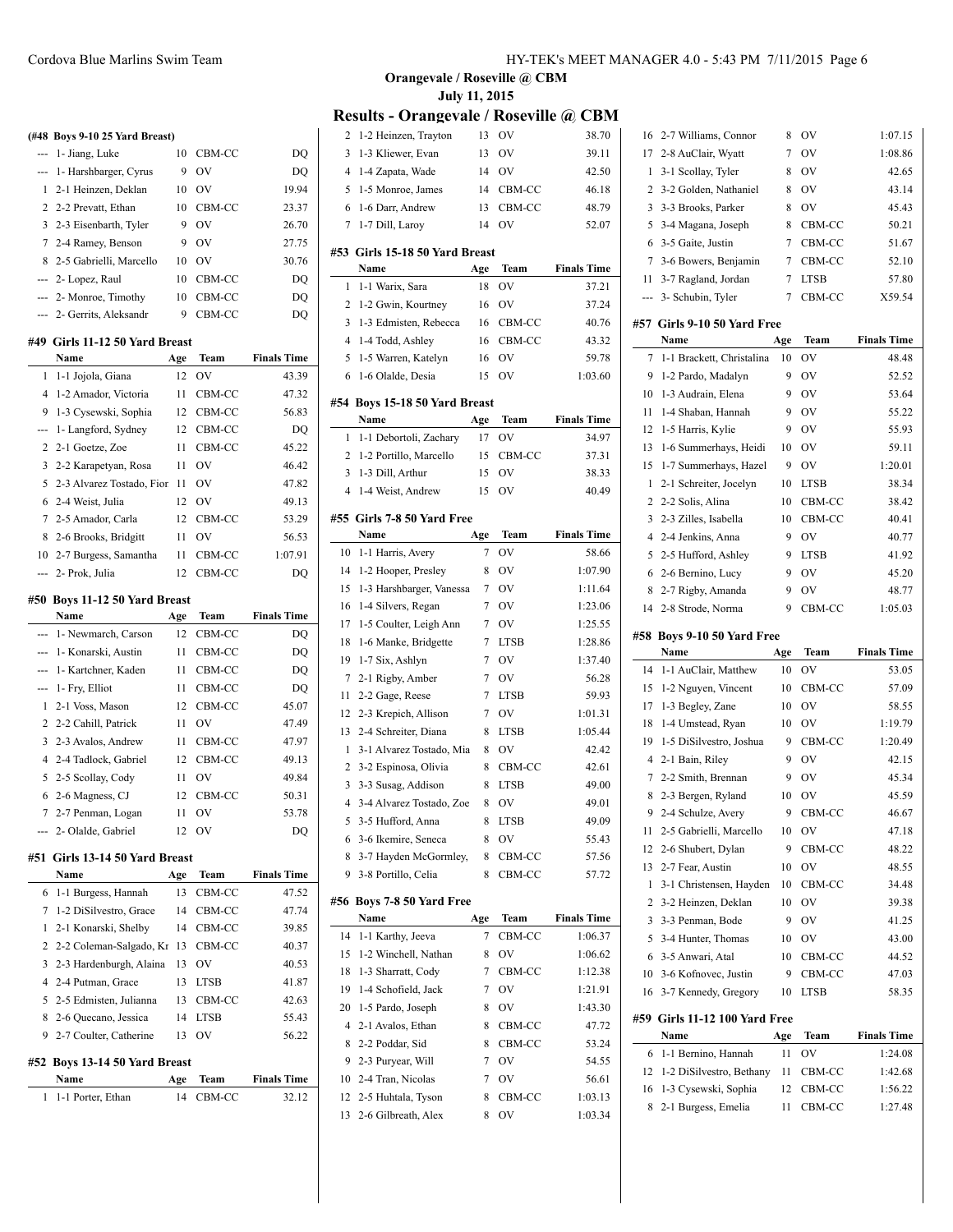## Orangevale / Roseville @ CBM

**July 11, 2015**

## Results - Orangevale / Roseville @ CBM

### (#48 Boys 9-10 25 Yard Breast)

| | Name | Age | Team | Finals Time |
|---|---|---|---|---|
| --- | 1- Jiang, Luke | 10 | CBM-CC | DQ |
| --- | 1- Harshbarger, Cyrus | 9 | OV | DQ |
| 1 | 2-1 Heinzen, Deklan | 10 | OV | 19.94 |
| 2 | 2-2 Prevatt, Ethan | 10 | CBM-CC | 23.37 |
| 3 | 2-3 Eisenbarth, Tyler | 9 | OV | 26.70 |
| 7 | 2-4 Ramey, Benson | 9 | OV | 27.75 |
| 8 | 2-5 Gabrielli, Marcello | 10 | OV | 30.76 |
| --- | 2- Lopez, Raul | 10 | CBM-CC | DQ |
| --- | 2- Monroe, Timothy | 10 | CBM-CC | DQ |
| --- | 2- Gerrits, Aleksandr | 9 | CBM-CC | DQ |

### #49 Girls 11-12 50 Yard Breast

| | Name | Age | Team | Finals Time |
|---|---|---|---|---|
| 1 | 1-1 Jojola, Giana | 12 | OV | 43.39 |
| 4 | 1-2 Amador, Victoria | 11 | CBM-CC | 47.32 |
| 9 | 1-3 Cysewski, Sophia | 12 | CBM-CC | 56.83 |
| --- | 1- Langford, Sydney | 12 | CBM-CC | DQ |
| 2 | 2-1 Goetze, Zoe | 11 | CBM-CC | 45.22 |
| 3 | 2-2 Karapetyan, Rosa | 11 | OV | 46.42 |
| 5 | 2-3 Alvarez Tostado, Fior | 11 | OV | 47.82 |
| 6 | 2-4 Weist, Julia | 12 | OV | 49.13 |
| 7 | 2-5 Amador, Carla | 12 | CBM-CC | 53.29 |
| 8 | 2-6 Brooks, Bridgitt | 11 | OV | 56.53 |
| 10 | 2-7 Burgess, Samantha | 11 | CBM-CC | 1:07.91 |
| --- | 2- Prok, Julia | 12 | CBM-CC | DQ |

### #50 Boys 11-12 50 Yard Breast

| | Name | Age | Team | Finals Time |
|---|---|---|---|---|
| --- | 1- Newmarch, Carson | 12 | CBM-CC | DQ |
| --- | 1- Konarski, Austin | 11 | CBM-CC | DQ |
| --- | 1- Kartchner, Kaden | 11 | CBM-CC | DQ |
| --- | 1- Fry, Elliot | 11 | CBM-CC | DQ |
| 1 | 2-1 Voss, Mason | 12 | CBM-CC | 45.07 |
| 2 | 2-2 Cahill, Patrick | 11 | OV | 47.49 |
| 3 | 2-3 Avalos, Andrew | 11 | CBM-CC | 47.97 |
| 4 | 2-4 Tadlock, Gabriel | 12 | CBM-CC | 49.13 |
| 5 | 2-5 Scollay, Cody | 11 | OV | 49.84 |
| 6 | 2-6 Magness, CJ | 12 | CBM-CC | 50.31 |
| 7 | 2-7 Penman, Logan | 11 | OV | 53.78 |
| --- | 2- Olalde, Gabriel | 12 | OV | DQ |

### #51 Girls 13-14 50 Yard Breast

| | Name | Age | Team | Finals Time |
|---|---|---|---|---|
| 6 | 1-1 Burgess, Hannah | 13 | CBM-CC | 47.52 |
| 7 | 1-2 DiSilvestro, Grace | 14 | CBM-CC | 47.74 |
| 1 | 2-1 Konarski, Shelby | 14 | CBM-CC | 39.85 |
| 2 | 2-2 Coleman-Salgado, Kr | 13 | CBM-CC | 40.37 |
| 3 | 2-3 Hardenburgh, Alaina | 13 | OV | 40.53 |
| 4 | 2-4 Putman, Grace | 13 | LTSB | 41.87 |
| 5 | 2-5 Edmisten, Julianna | 13 | CBM-CC | 42.63 |
| 8 | 2-6 Quecano, Jessica | 14 | LTSB | 55.43 |
| 9 | 2-7 Coulter, Catherine | 13 | OV | 56.22 |

### #52 Boys 13-14 50 Yard Breast

| | Name | Age | Team | Finals Time |
|---|---|---|---|---|
| 1 | 1-1 Porter, Ethan | 14 | CBM-CC | 32.12 |
| 2 | 1-2 Heinzen, Trayton | 13 | OV | 38.70 |
| 3 | 1-3 Kliewer, Evan | 13 | OV | 39.11 |
| 4 | 1-4 Zapata, Wade | 14 | OV | 42.50 |
| 5 | 1-5 Monroe, James | 14 | CBM-CC | 46.18 |
| 6 | 1-6 Darr, Andrew | 13 | CBM-CC | 48.79 |
| 7 | 1-7 Dill, Laroy | 14 | OV | 52.07 |

### #53 Girls 15-18 50 Yard Breast

| | Name | Age | Team | Finals Time |
|---|---|---|---|---|
| 1 | 1-1 Warix, Sara | 18 | OV | 37.21 |
| 2 | 1-2 Gwin, Kourtney | 16 | OV | 37.24 |
| 3 | 1-3 Edmisten, Rebecca | 16 | CBM-CC | 40.76 |
| 4 | 1-4 Todd, Ashley | 16 | CBM-CC | 43.32 |
| 5 | 1-5 Warren, Katelyn | 16 | OV | 59.78 |
| 6 | 1-6 Olalde, Desia | 15 | OV | 1:03.60 |

### #54 Boys 15-18 50 Yard Breast

| | Name | Age | Team | Finals Time |
|---|---|---|---|---|
| 1 | 1-1 Debortoli, Zachary | 17 | OV | 34.97 |
| 2 | 1-2 Portillo, Marcello | 15 | CBM-CC | 37.31 |
| 3 | 1-3 Dill, Arthur | 15 | OV | 38.33 |
| 4 | 1-4 Weist, Andrew | 15 | OV | 40.49 |

### #55 Girls 7-8 50 Yard Free

| | Name | Age | Team | Finals Time |
|---|---|---|---|---|
| 10 | 1-1 Harris, Avery | 7 | OV | 58.66 |
| 14 | 1-2 Hooper, Presley | 8 | OV | 1:07.90 |
| 15 | 1-3 Harshbarger, Vanessa | 7 | OV | 1:11.64 |
| 16 | 1-4 Silvers, Regan | 7 | OV | 1:23.06 |
| 17 | 1-5 Coulter, Leigh Ann | 7 | OV | 1:25.55 |
| 18 | 1-6 Manke, Bridgette | 7 | LTSB | 1:28.86 |
| 19 | 1-7 Six, Ashlyn | 7 | OV | 1:37.40 |
| 7 | 2-1 Rigby, Amber | 7 | OV | 56.28 |
| 11 | 2-2 Gage, Reese | 7 | LTSB | 59.93 |
| 12 | 2-3 Krepich, Allison | 7 | OV | 1:01.31 |
| 13 | 2-4 Schreiter, Diana | 8 | LTSB | 1:05.44 |
| 1 | 3-1 Alvarez Tostado, Mia | 8 | OV | 42.42 |
| 2 | 3-2 Espinosa, Olivia | 8 | CBM-CC | 42.61 |
| 3 | 3-3 Susag, Addison | 8 | LTSB | 49.00 |
| 4 | 3-4 Alvarez Tostado, Zoe | 8 | OV | 49.01 |
| 5 | 3-5 Hufford, Anna | 8 | LTSB | 49.09 |
| 6 | 3-6 Ikemire, Seneca | 8 | OV | 55.43 |
| 8 | 3-7 Hayden McGormley, | 8 | CBM-CC | 57.56 |
| 9 | 3-8 Portillo, Celia | 8 | CBM-CC | 57.72 |

### #56 Boys 7-8 50 Yard Free

| | Name | Age | Team | Finals Time |
|---|---|---|---|---|
| 14 | 1-1 Karthy, Jeeva | 7 | CBM-CC | 1:06.37 |
| 15 | 1-2 Winchell, Nathan | 8 | OV | 1:06.62 |
| 18 | 1-3 Sharratt, Cody | 7 | CBM-CC | 1:12.38 |
| 19 | 1-4 Schofield, Jack | 7 | OV | 1:21.91 |
| 20 | 1-5 Pardo, Joseph | 8 | OV | 1:43.30 |
| 4 | 2-1 Avalos, Ethan | 8 | CBM-CC | 47.72 |
| 8 | 2-2 Poddar, Sid | 8 | CBM-CC | 53.24 |
| 9 | 2-3 Puryear, Will | 7 | OV | 54.55 |
| 10 | 2-4 Tran, Nicolas | 7 | OV | 56.61 |
| 12 | 2-5 Huhtala, Tyson | 8 | CBM-CC | 1:03.13 |
| 13 | 2-6 Gilbreath, Alex | 8 | OV | 1:03.34 |
| 16 | 2-7 Williams, Connor | 8 | OV | 1:07.15 |
| 17 | 2-8 AuClair, Wyatt | 7 | OV | 1:08.86 |
| 1 | 3-1 Scollay, Tyler | 8 | OV | 42.65 |
| 2 | 3-2 Golden, Nathaniel | 8 | OV | 43.14 |
| 3 | 3-3 Brooks, Parker | 8 | OV | 45.43 |
| 5 | 3-4 Magana, Joseph | 8 | CBM-CC | 50.21 |
| 6 | 3-5 Gaite, Justin | 7 | CBM-CC | 51.67 |
| 7 | 3-6 Bowers, Benjamin | 7 | CBM-CC | 52.10 |
| 11 | 3-7 Ragland, Jordan | 7 | LTSB | 57.80 |
| --- | 3- Schubin, Tyler | 7 | CBM-CC | X59.54 |

### #57 Girls 9-10 50 Yard Free

| | Name | Age | Team | Finals Time |
|---|---|---|---|---|
| 7 | 1-1 Brackett, Christalina | 10 | OV | 48.48 |
| 9 | 1-2 Pardo, Madalyn | 9 | OV | 52.52 |
| 10 | 1-3 Audrain, Elena | 9 | OV | 53.64 |
| 11 | 1-4 Shaban, Hannah | 9 | OV | 55.22 |
| 12 | 1-5 Harris, Kylie | 9 | OV | 55.93 |
| 13 | 1-6 Summerhays, Heidi | 10 | OV | 59.11 |
| 15 | 1-7 Summerhays, Hazel | 9 | OV | 1:20.01 |
| 1 | 2-1 Schreiter, Jocelyn | 10 | LTSB | 38.34 |
| 2 | 2-2 Solis, Alina | 10 | CBM-CC | 38.42 |
| 3 | 2-3 Zilles, Isabella | 10 | CBM-CC | 40.41 |
| 4 | 2-4 Jenkins, Anna | 9 | OV | 40.77 |
| 5 | 2-5 Hufford, Ashley | 9 | LTSB | 41.92 |
| 6 | 2-6 Bernino, Lucy | 9 | OV | 45.20 |
| 8 | 2-7 Rigby, Amanda | 9 | OV | 48.77 |
| 14 | 2-8 Strode, Norma | 9 | CBM-CC | 1:05.03 |

### #58 Boys 9-10 50 Yard Free

| | Name | Age | Team | Finals Time |
|---|---|---|---|---|
| 14 | 1-1 AuClair, Matthew | 10 | OV | 53.05 |
| 15 | 1-2 Nguyen, Vincent | 10 | CBM-CC | 57.09 |
| 17 | 1-3 Begley, Zane | 10 | OV | 58.55 |
| 18 | 1-4 Umstead, Ryan | 10 | OV | 1:19.79 |
| 19 | 1-5 DiSilvestro, Joshua | 9 | CBM-CC | 1:20.49 |
| 4 | 2-1 Bain, Riley | 9 | OV | 42.15 |
| 7 | 2-2 Smith, Brennan | 9 | OV | 45.34 |
| 8 | 2-3 Bergen, Ryland | 10 | OV | 45.59 |
| 9 | 2-4 Schulze, Avery | 9 | CBM-CC | 46.67 |
| 11 | 2-5 Gabrielli, Marcello | 10 | OV | 47.18 |
| 12 | 2-6 Shubert, Dylan | 9 | CBM-CC | 48.22 |
| 13 | 2-7 Fear, Austin | 10 | OV | 48.55 |
| 1 | 3-1 Christensen, Hayden | 10 | CBM-CC | 34.48 |
| 2 | 3-2 Heinzen, Deklan | 10 | OV | 39.38 |
| 3 | 3-3 Penman, Bode | 9 | OV | 41.25 |
| 5 | 3-4 Hunter, Thomas | 10 | OV | 43.00 |
| 6 | 3-5 Anwari, Atal | 10 | CBM-CC | 44.52 |
| 10 | 3-6 Kofnovec, Justin | 9 | CBM-CC | 47.03 |
| 16 | 3-7 Kennedy, Gregory | 10 | LTSB | 58.35 |

### #59 Girls 11-12 100 Yard Free

| | Name | Age | Team | Finals Time |
|---|---|---|---|---|
| 6 | 1-1 Bernino, Hannah | 11 | OV | 1:24.08 |
| 12 | 1-2 DiSilvestro, Bethany | 11 | CBM-CC | 1:42.68 |
| 16 | 1-3 Cysewski, Sophia | 12 | CBM-CC | 1:56.22 |
| 8 | 2-1 Burgess, Emelia | 11 | CBM-CC | 1:27.48 |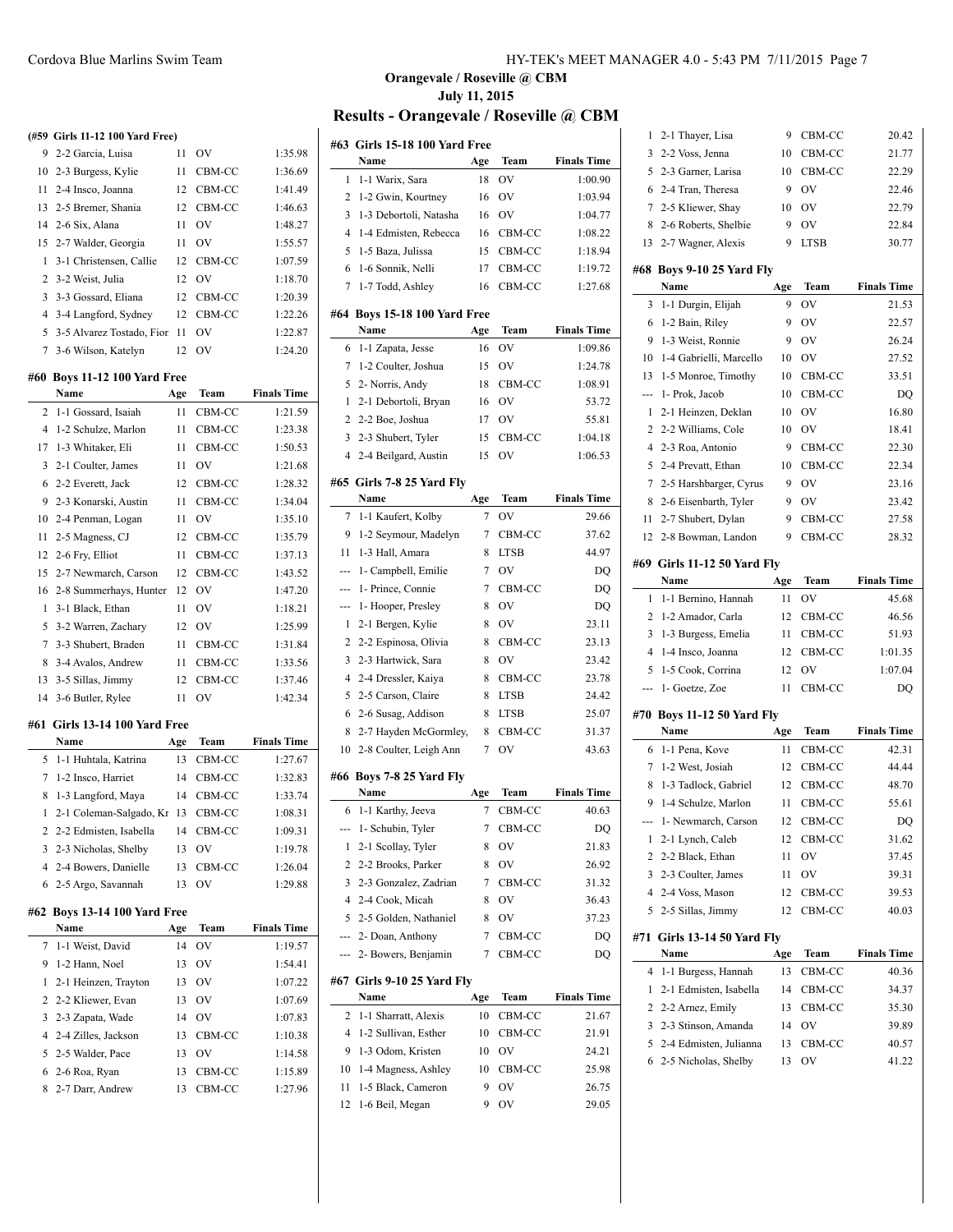Orangevale / Roseville @ CBM

July 11, 2015

# Results - Orangevale / Roseville @ CBM

**(#59 Girls 11-12 100 Yard Free)**

| | Name | Age | Team | Finals Time |
|---|---|---|---|---|
| 9 | 2-2 Garcia, Luisa | 11 | OV | 1:35.98 |
| 10 | 2-3 Burgess, Kylie | 11 | CBM-CC | 1:36.69 |
| 11 | 2-4 Insco, Joanna | 12 | CBM-CC | 1:41.49 |
| 13 | 2-5 Bremer, Shania | 12 | CBM-CC | 1:46.63 |
| 14 | 2-6 Six, Alana | 11 | OV | 1:48.27 |
| 15 | 2-7 Walder, Georgia | 11 | OV | 1:55.57 |
| 1 | 3-1 Christensen, Callie | 12 | CBM-CC | 1:07.59 |
| 2 | 3-2 Weist, Julia | 12 | OV | 1:18.70 |
| 3 | 3-3 Gossard, Eliana | 12 | CBM-CC | 1:20.39 |
| 4 | 3-4 Langford, Sydney | 12 | CBM-CC | 1:22.26 |
| 5 | 3-5 Alvarez Tostado, Fior | 11 | OV | 1:22.87 |
| 7 | 3-6 Wilson, Katelyn | 12 | OV | 1:24.20 |

### #60 Boys 11-12 100 Yard Free

| | Name | Age | Team | Finals Time |
|---|---|---|---|---|
| 2 | 1-1 Gossard, Isaiah | 11 | CBM-CC | 1:21.59 |
| 4 | 1-2 Schulze, Marlon | 11 | CBM-CC | 1:23.38 |
| 17 | 1-3 Whitaker, Eli | 11 | CBM-CC | 1:50.53 |
| 3 | 2-1 Coulter, James | 11 | OV | 1:21.68 |
| 6 | 2-2 Everett, Jack | 12 | CBM-CC | 1:28.32 |
| 9 | 2-3 Konarski, Austin | 11 | CBM-CC | 1:34.04 |
| 10 | 2-4 Penman, Logan | 11 | OV | 1:35.10 |
| 11 | 2-5 Magness, CJ | 12 | CBM-CC | 1:35.79 |
| 12 | 2-6 Fry, Elliot | 11 | CBM-CC | 1:37.13 |
| 15 | 2-7 Newmarch, Carson | 12 | CBM-CC | 1:43.52 |
| 16 | 2-8 Summerhays, Hunter | 12 | OV | 1:47.20 |
| 1 | 3-1 Black, Ethan | 11 | OV | 1:18.21 |
| 5 | 3-2 Warren, Zachary | 12 | OV | 1:25.99 |
| 7 | 3-3 Shubert, Braden | 11 | CBM-CC | 1:31.84 |
| 8 | 3-4 Avalos, Andrew | 11 | CBM-CC | 1:33.56 |
| 13 | 3-5 Sillas, Jimmy | 12 | CBM-CC | 1:37.46 |
| 14 | 3-6 Butler, Rylee | 11 | OV | 1:42.34 |

### #61 Girls 13-14 100 Yard Free

| | Name | Age | Team | Finals Time |
|---|---|---|---|---|
| 5 | 1-1 Huhtala, Katrina | 13 | CBM-CC | 1:27.67 |
| 7 | 1-2 Insco, Harriet | 14 | CBM-CC | 1:32.83 |
| 8 | 1-3 Langford, Maya | 14 | CBM-CC | 1:33.74 |
| 1 | 2-1 Coleman-Salgado, Kr | 13 | CBM-CC | 1:08.31 |
| 2 | 2-2 Edmisten, Isabella | 14 | CBM-CC | 1:09.31 |
| 3 | 2-3 Nicholas, Shelby | 13 | OV | 1:19.78 |
| 4 | 2-4 Bowers, Danielle | 13 | CBM-CC | 1:26.04 |
| 6 | 2-5 Argo, Savannah | 13 | OV | 1:29.88 |

### #62 Boys 13-14 100 Yard Free

| | Name | Age | Team | Finals Time |
|---|---|---|---|---|
| 7 | 1-1 Weist, David | 14 | OV | 1:19.57 |
| 9 | 1-2 Hann, Noel | 13 | OV | 1:54.41 |
| 1 | 2-1 Heinzen, Trayton | 13 | OV | 1:07.22 |
| 2 | 2-2 Kliewer, Evan | 13 | OV | 1:07.69 |
| 3 | 2-3 Zapata, Wade | 14 | OV | 1:07.83 |
| 4 | 2-4 Zilles, Jackson | 13 | CBM-CC | 1:10.38 |
| 5 | 2-5 Walder, Pace | 13 | OV | 1:14.58 |
| 6 | 2-6 Roa, Ryan | 13 | CBM-CC | 1:15.89 |
| 8 | 2-7 Darr, Andrew | 13 | CBM-CC | 1:27.96 |

### #63 Girls 15-18 100 Yard Free

| | Name | Age | Team | Finals Time |
|---|---|---|---|---|
| 1 | 1-1 Warix, Sara | 18 | OV | 1:00.90 |
| 2 | 1-2 Gwin, Kourtney | 16 | OV | 1:03.94 |
| 3 | 1-3 Debortoli, Natasha | 16 | OV | 1:04.77 |
| 4 | 1-4 Edmisten, Rebecca | 16 | CBM-CC | 1:08.22 |
| 5 | 1-5 Baza, Julissa | 15 | CBM-CC | 1:18.94 |
| 6 | 1-6 Sonnik, Nelli | 17 | CBM-CC | 1:19.72 |
| 7 | 1-7 Todd, Ashley | 16 | CBM-CC | 1:27.68 |

### #64 Boys 15-18 100 Yard Free

| | Name | Age | Team | Finals Time |
|---|---|---|---|---|
| 6 | 1-1 Zapata, Jesse | 16 | OV | 1:09.86 |
| 7 | 1-2 Coulter, Joshua | 15 | OV | 1:24.78 |
| 5 | 2- Norris, Andy | 18 | CBM-CC | 1:08.91 |
| 1 | 2-1 Debortoli, Bryan | 16 | OV | 53.72 |
| 2 | 2-2 Boe, Joshua | 17 | OV | 55.81 |
| 3 | 2-3 Shubert, Tyler | 15 | CBM-CC | 1:04.18 |
| 4 | 2-4 Beilgard, Austin | 15 | OV | 1:06.53 |

### #65 Girls 7-8 25 Yard Fly

| | Name | Age | Team | Finals Time |
|---|---|---|---|---|
| 7 | 1-1 Kaufert, Kolby | 7 | OV | 29.66 |
| 9 | 1-2 Seymour, Madelyn | 7 | CBM-CC | 37.62 |
| 11 | 1-3 Hall, Amara | 8 | LTSB | 44.97 |
| --- | 1- Campbell, Emilie | 7 | OV | DQ |
| --- | 1- Prince, Connie | 7 | CBM-CC | DQ |
| --- | 1- Hooper, Presley | 8 | OV | DQ |
| 1 | 2-1 Bergen, Kylie | 8 | OV | 23.11 |
| 2 | 2-2 Espinosa, Olivia | 8 | CBM-CC | 23.13 |
| 3 | 2-3 Hartwick, Sara | 8 | OV | 23.42 |
| 4 | 2-4 Dressler, Kaiya | 8 | CBM-CC | 23.78 |
| 5 | 2-5 Carson, Claire | 8 | LTSB | 24.42 |
| 6 | 2-6 Susag, Addison | 8 | LTSB | 25.07 |
| 8 | 2-7 Hayden McGormley, | 8 | CBM-CC | 31.37 |
| 10 | 2-8 Coulter, Leigh Ann | 7 | OV | 43.63 |

### #66 Boys 7-8 25 Yard Fly

| | Name | Age | Team | Finals Time |
|---|---|---|---|---|
| 6 | 1-1 Karthy, Jeeva | 7 | CBM-CC | 40.63 |
| --- | 1- Schubin, Tyler | 7 | CBM-CC | DQ |
| 1 | 2-1 Scollay, Tyler | 8 | OV | 21.83 |
| 2 | 2-2 Brooks, Parker | 8 | OV | 26.92 |
| 3 | 2-3 Gonzalez, Zadrian | 7 | CBM-CC | 31.32 |
| 4 | 2-4 Cook, Micah | 8 | OV | 36.43 |
| 5 | 2-5 Golden, Nathaniel | 8 | OV | 37.23 |
| --- | 2- Doan, Anthony | 7 | CBM-CC | DQ |
| --- | 2- Bowers, Benjamin | 7 | CBM-CC | DQ |

### #67 Girls 9-10 25 Yard Fly

| | Name | Age | Team | Finals Time |
|---|---|---|---|---|
| 2 | 1-1 Sharratt, Alexis | 10 | CBM-CC | 21.67 |
| 4 | 1-2 Sullivan, Esther | 10 | CBM-CC | 21.91 |
| 9 | 1-3 Odom, Kristen | 10 | OV | 24.21 |
| 10 | 1-4 Magness, Ashley | 10 | CBM-CC | 25.98 |
| 11 | 1-5 Black, Cameron | 9 | OV | 26.75 |
| 12 | 1-6 Beil, Megan | 9 | OV | 29.05 |
| 1 | 2-1 Thayer, Lisa | 9 | CBM-CC | 20.42 |
| 3 | 2-2 Voss, Jenna | 10 | CBM-CC | 21.77 |
| 5 | 2-3 Garner, Larisa | 10 | CBM-CC | 22.29 |
| 6 | 2-4 Tran, Theresa | 9 | OV | 22.46 |
| 7 | 2-5 Kliewer, Shay | 10 | OV | 22.79 |
| 8 | 2-6 Roberts, Shelbie | 9 | OV | 22.84 |
| 13 | 2-7 Wagner, Alexis | 9 | LTSB | 30.77 |

### #68 Boys 9-10 25 Yard Fly

| | Name | Age | Team | Finals Time |
|---|---|---|---|---|
| 3 | 1-1 Durgin, Elijah | 9 | OV | 21.53 |
| 6 | 1-2 Bain, Riley | 9 | OV | 22.57 |
| 9 | 1-3 Weist, Ronnie | 9 | OV | 26.24 |
| 10 | 1-4 Gabrielli, Marcello | 10 | OV | 27.52 |
| 13 | 1-5 Monroe, Timothy | 10 | CBM-CC | 33.51 |
| --- | 1- Prok, Jacob | 10 | CBM-CC | DQ |
| 1 | 2-1 Heinzen, Deklan | 10 | OV | 16.80 |
| 2 | 2-2 Williams, Cole | 10 | OV | 18.41 |
| 4 | 2-3 Roa, Antonio | 9 | CBM-CC | 22.30 |
| 5 | 2-4 Prevatt, Ethan | 10 | CBM-CC | 22.34 |
| 7 | 2-5 Harshbarger, Cyrus | 9 | OV | 23.16 |
| 8 | 2-6 Eisenbarth, Tyler | 9 | OV | 23.42 |
| 11 | 2-7 Shubert, Dylan | 9 | CBM-CC | 27.58 |
| 12 | 2-8 Bowman, Landon | 9 | CBM-CC | 28.32 |

### #69 Girls 11-12 50 Yard Fly

| | Name | Age | Team | Finals Time |
|---|---|---|---|---|
| 1 | 1-1 Bernino, Hannah | 11 | OV | 45.68 |
| 2 | 1-2 Amador, Carla | 12 | CBM-CC | 46.56 |
| 3 | 1-3 Burgess, Emelia | 11 | CBM-CC | 51.93 |
| 4 | 1-4 Insco, Joanna | 12 | CBM-CC | 1:01.35 |
| 5 | 1-5 Cook, Corrina | 12 | OV | 1:07.04 |
| --- | 1- Goetze, Zoe | 11 | CBM-CC | DQ |

### #70 Boys 11-12 50 Yard Fly

| | Name | Age | Team | Finals Time |
|---|---|---|---|---|
| 6 | 1-1 Pena, Kove | 11 | CBM-CC | 42.31 |
| 7 | 1-2 West, Josiah | 12 | CBM-CC | 44.44 |
| 8 | 1-3 Tadlock, Gabriel | 12 | CBM-CC | 48.70 |
| 9 | 1-4 Schulze, Marlon | 11 | CBM-CC | 55.61 |
| --- | 1- Newmarch, Carson | 12 | CBM-CC | DQ |
| 1 | 2-1 Lynch, Caleb | 12 | CBM-CC | 31.62 |
| 2 | 2-2 Black, Ethan | 11 | OV | 37.45 |
| 3 | 2-3 Coulter, James | 11 | OV | 39.31 |
| 4 | 2-4 Voss, Mason | 12 | CBM-CC | 39.53 |
| 5 | 2-5 Sillas, Jimmy | 12 | CBM-CC | 40.03 |

### #71 Girls 13-14 50 Yard Fly

| | Name | Age | Team | Finals Time |
|---|---|---|---|---|
| 4 | 1-1 Burgess, Hannah | 13 | CBM-CC | 40.36 |
| 1 | 2-1 Edmisten, Isabella | 14 | CBM-CC | 34.37 |
| 2 | 2-2 Arnez, Emily | 13 | CBM-CC | 35.30 |
| 3 | 2-3 Stinson, Amanda | 14 | OV | 39.89 |
| 5 | 2-4 Edmisten, Julianna | 13 | CBM-CC | 40.57 |
| 6 | 2-5 Nicholas, Shelby | 13 | OV | 41.22 |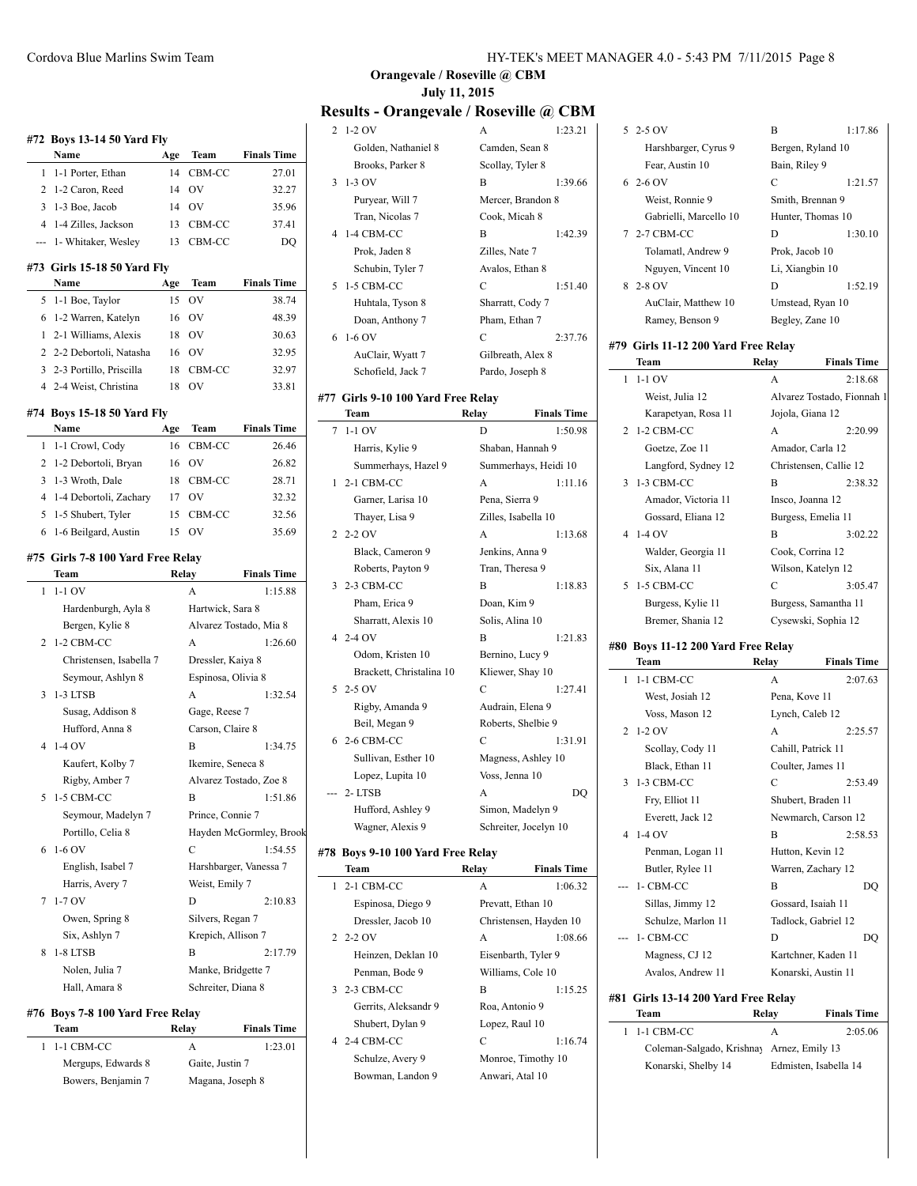## Orangevale / Roseville @ CBM

**July 11, 2015**

# Results - Orangevale / Roseville @ CBM

### #72 Boys 13-14 50 Yard Fly

| | Name | Age | Team | Finals Time |
|---|---|---|---|---|
| 1 | 1-1 Porter, Ethan | 14 | CBM-CC | 27.01 |
| 2 | 1-2 Caron, Reed | 14 | OV | 32.27 |
| 3 | 1-3 Boe, Jacob | 14 | OV | 35.96 |
| 4 | 1-4 Zilles, Jackson | 13 | CBM-CC | 37.41 |
| --- | 1- Whitaker, Wesley | 13 | CBM-CC | DQ |

### #73 Girls 15-18 50 Yard Fly

| | Name | Age | Team | Finals Time |
|---|---|---|---|---|
| 5 | 1-1 Boe, Taylor | 15 | OV | 38.74 |
| 6 | 1-2 Warren, Katelyn | 16 | OV | 48.39 |
| 1 | 2-1 Williams, Alexis | 18 | OV | 30.63 |
| 2 | 2-2 Debortoli, Natasha | 16 | OV | 32.95 |
| 3 | 2-3 Portillo, Priscilla | 18 | CBM-CC | 32.97 |
| 4 | 2-4 Weist, Christina | 18 | OV | 33.81 |

### #74 Boys 15-18 50 Yard Fly

| | Name | Age | Team | Finals Time |
|---|---|---|---|---|
| 1 | 1-1 Crowl, Cody | 16 | CBM-CC | 26.46 |
| 2 | 1-2 Debortoli, Bryan | 16 | OV | 26.82 |
| 3 | 1-3 Wroth, Dale | 18 | CBM-CC | 28.71 |
| 4 | 1-4 Debortoli, Zachary | 17 | OV | 32.32 |
| 5 | 1-5 Shubert, Tyler | 15 | CBM-CC | 32.56 |
| 6 | 1-6 Beilgard, Austin | 15 | OV | 35.69 |

### #75 Girls 7-8 100 Yard Free Relay

| | Team | Relay | Finals Time |
|---|---|---|---|
| 1 | 1-1 OV | A | 1:15.88 |
| | Hardenburgh, Ayla 8 | Hartwick, Sara 8 | |
| | Bergen, Kylie 8 | Alvarez Tostado, Mia 8 | |
| 2 | 1-2 CBM-CC | A | 1:26.60 |
| | Christensen, Isabella 7 | Dressler, Kaiya 8 | |
| | Seymour, Ashlyn 8 | Espinosa, Olivia 8 | |
| 3 | 1-3 LTSB | A | 1:32.54 |
| | Susag, Addison 8 | Gage, Reese 7 | |
| | Hufford, Anna 8 | Carson, Claire 8 | |
| 4 | 1-4 OV | B | 1:34.75 |
| | Kaufert, Kolby 7 | Ikemire, Seneca 8 | |
| | Rigby, Amber 7 | Alvarez Tostado, Zoe 8 | |
| 5 | 1-5 CBM-CC | B | 1:51.86 |
| | Seymour, Madelyn 7 | Prince, Connie 7 | |
| | Portillo, Celia 8 | Hayden McGormley, Brook | |
| 6 | 1-6 OV | C | 1:54.55 |
| | English, Isabel 7 | Harshbarger, Vanessa 7 | |
| | Harris, Avery 7 | Weist, Emily 7 | |
| 7 | 1-7 OV | D | 2:10.83 |
| | Owen, Spring 8 | Silvers, Regan 7 | |
| | Six, Ashlyn 7 | Krepich, Allison 7 | |
| 8 | 1-8 LTSB | B | 2:17.79 |
| | Nolen, Julia 7 | Manke, Bridgette 7 | |
| | Hall, Amara 8 | Schreiter, Diana 8 | |

### #76 Boys 7-8 100 Yard Free Relay

| | Team | Relay | Finals Time |
|---|---|---|---|
| 1 | 1-1 CBM-CC | A | 1:23.01 |
| | Mergups, Edwards 8 | Gaite, Justin 7 | |
| | Bowers, Benjamin 7 | Magana, Joseph 8 | |
| 2 | 1-2 OV | A | 1:23.21 |
| | Golden, Nathaniel 8 | Camden, Sean 8 | |
| | Brooks, Parker 8 | Scollay, Tyler 8 | |
| 3 | 1-3 OV | B | 1:39.66 |
| | Puryear, Will 7 | Mercer, Brandon 8 | |
| | Tran, Nicolas 7 | Cook, Micah 8 | |
| 4 | 1-4 CBM-CC | B | 1:42.39 |
| | Prok, Jaden 8 | Zilles, Nate 7 | |
| | Schubin, Tyler 7 | Avalos, Ethan 8 | |
| 5 | 1-5 CBM-CC | C | 1:51.40 |
| | Huhtala, Tyson 8 | Sharratt, Cody 7 | |
| | Doan, Anthony 7 | Pham, Ethan 7 | |
| 6 | 1-6 OV | C | 2:37.76 |
| | AuClair, Wyatt 7 | Gilbreath, Alex 8 | |
| | Schofield, Jack 7 | Pardo, Joseph 8 | |

### #77 Girls 9-10 100 Yard Free Relay

| | Team | Relay | Finals Time |
|---|---|---|---|
| 7 | 1-1 OV | D | 1:50.98 |
| | Harris, Kylie 9 | Shaban, Hannah 9 | |
| | Summerhays, Hazel 9 | Summerhays, Heidi 10 | |
| 1 | 2-1 CBM-CC | A | 1:11.16 |
| | Garner, Larisa 10 | Pena, Sierra 9 | |
| | Thayer, Lisa 9 | Zilles, Isabella 10 | |
| 2 | 2-2 OV | A | 1:13.68 |
| | Black, Cameron 9 | Jenkins, Anna 9 | |
| | Roberts, Payton 9 | Tran, Theresa 9 | |
| 3 | 2-3 CBM-CC | B | 1:18.83 |
| | Pham, Erica 9 | Doan, Kim 9 | |
| | Sharratt, Alexis 10 | Solis, Alina 10 | |
| 4 | 2-4 OV | B | 1:21.83 |
| | Odom, Kristen 10 | Bernino, Lucy 9 | |
| | Brackett, Christalina 10 | Kliewer, Shay 10 | |
| 5 | 2-5 OV | C | 1:27.41 |
| | Rigby, Amanda 9 | Audrain, Elena 9 | |
| | Beil, Megan 9 | Roberts, Shelbie 9 | |
| 6 | 2-6 CBM-CC | C | 1:31.91 |
| | Sullivan, Esther 10 | Magness, Ashley 10 | |
| | Lopez, Lupita 10 | Voss, Jenna 10 | |
| --- | 2- LTSB | A | DQ |
| | Hufford, Ashley 9 | Simon, Madelyn 9 | |
| | Wagner, Alexis 9 | Schreiter, Jocelyn 10 | |

### #78 Boys 9-10 100 Yard Free Relay

| | Team | Relay | Finals Time |
|---|---|---|---|
| 1 | 2-1 CBM-CC | A | 1:06.32 |
| | Espinosa, Diego 9 | Prevatt, Ethan 10 | |
| | Dressler, Jacob 10 | Christensen, Hayden 10 | |
| 2 | 2-2 OV | A | 1:08.66 |
| | Heinzen, Deklan 10 | Eisenbarth, Tyler 9 | |
| | Penman, Bode 9 | Williams, Cole 10 | |
| 3 | 2-3 CBM-CC | B | 1:15.25 |
| | Gerrits, Aleksandr 9 | Roa, Antonio 9 | |
| | Shubert, Dylan 9 | Lopez, Raul 10 | |
| 4 | 2-4 CBM-CC | C | 1:16.74 |
| | Schulze, Avery 9 | Monroe, Timothy 10 | |
| | Bowman, Landon 9 | Anwari, Atal 10 | |
| 5 | 2-5 OV | B | 1:17.86 |
| | Harshbarger, Cyrus 9 | Bergen, Ryland 10 | |
| | Fear, Austin 10 | Bain, Riley 9 | |
| 6 | 2-6 OV | C | 1:21.57 |
| | Weist, Ronnie 9 | Smith, Brennan 9 | |
| | Gabrielli, Marcello 10 | Hunter, Thomas 10 | |
| 7 | 2-7 CBM-CC | D | 1:30.10 |
| | Tolamatl, Andrew 9 | Prok, Jacob 10 | |
| | Nguyen, Vincent 10 | Li, Xiangbin 10 | |
| 8 | 2-8 OV | D | 1:52.19 |
| | AuClair, Matthew 10 | Umstead, Ryan 10 | |
| | Ramey, Benson 9 | Begley, Zane 10 | |

### #79 Girls 11-12 200 Yard Free Relay

| | Team | Relay | Finals Time |
|---|---|---|---|
| 1 | 1-1 OV | A | 2:18.68 |
| | Weist, Julia 12 | Alvarez Tostado, Fionnah 1 | |
| | Karapetyan, Rosa 11 | Jojola, Giana 12 | |
| 2 | 1-2 CBM-CC | A | 2:20.99 |
| | Goetze, Zoe 11 | Amador, Carla 12 | |
| | Langford, Sydney 12 | Christensen, Callie 12 | |
| 3 | 1-3 CBM-CC | B | 2:38.32 |
| | Amador, Victoria 11 | Insco, Joanna 12 | |
| | Gossard, Eliana 12 | Burgess, Emelia 11 | |
| 4 | 1-4 OV | B | 3:02.22 |
| | Walder, Georgia 11 | Cook, Corrina 12 | |
| | Six, Alana 11 | Wilson, Katelyn 12 | |
| 5 | 1-5 CBM-CC | C | 3:05.47 |
| | Burgess, Kylie 11 | Burgess, Samantha 11 | |
| | Bremer, Shania 12 | Cysewski, Sophia 12 | |

### #80 Boys 11-12 200 Yard Free Relay

| | Team | Relay | Finals Time |
|---|---|---|---|
| 1 | 1-1 CBM-CC | A | 2:07.63 |
| | West, Josiah 12 | Pena, Kove 11 | |
| | Voss, Mason 12 | Lynch, Caleb 12 | |
| 2 | 1-2 OV | A | 2:25.57 |
| | Scollay, Cody 11 | Cahill, Patrick 11 | |
| | Black, Ethan 11 | Coulter, James 11 | |
| 3 | 1-3 CBM-CC | C | 2:53.49 |
| | Fry, Elliot 11 | Shubert, Braden 11 | |
| | Everett, Jack 12 | Newmarch, Carson 12 | |
| 4 | 1-4 OV | B | 2:58.53 |
| | Penman, Logan 11 | Hutton, Kevin 12 | |
| | Butler, Rylee 11 | Warren, Zachary 12 | |
| --- | 1- CBM-CC | B | DQ |
| | Sillas, Jimmy 12 | Gossard, Isaiah 11 | |
| | Schulze, Marlon 11 | Tadlock, Gabriel 12 | |
| --- | 1- CBM-CC | D | DQ |
| | Magness, CJ 12 | Kartchner, Kaden 11 | |
| | Avalos, Andrew 11 | Konarski, Austin 11 | |

### #81 Girls 13-14 200 Yard Free Relay

| | Team | Relay | Finals Time |
|---|---|---|---|
| 1 | 1-1 CBM-CC | A | 2:05.06 |
| | Coleman-Salgado, Krishnay | Arnez, Emily 13 | |
| | Konarski, Shelby 14 | Edmisten, Isabella 14 | |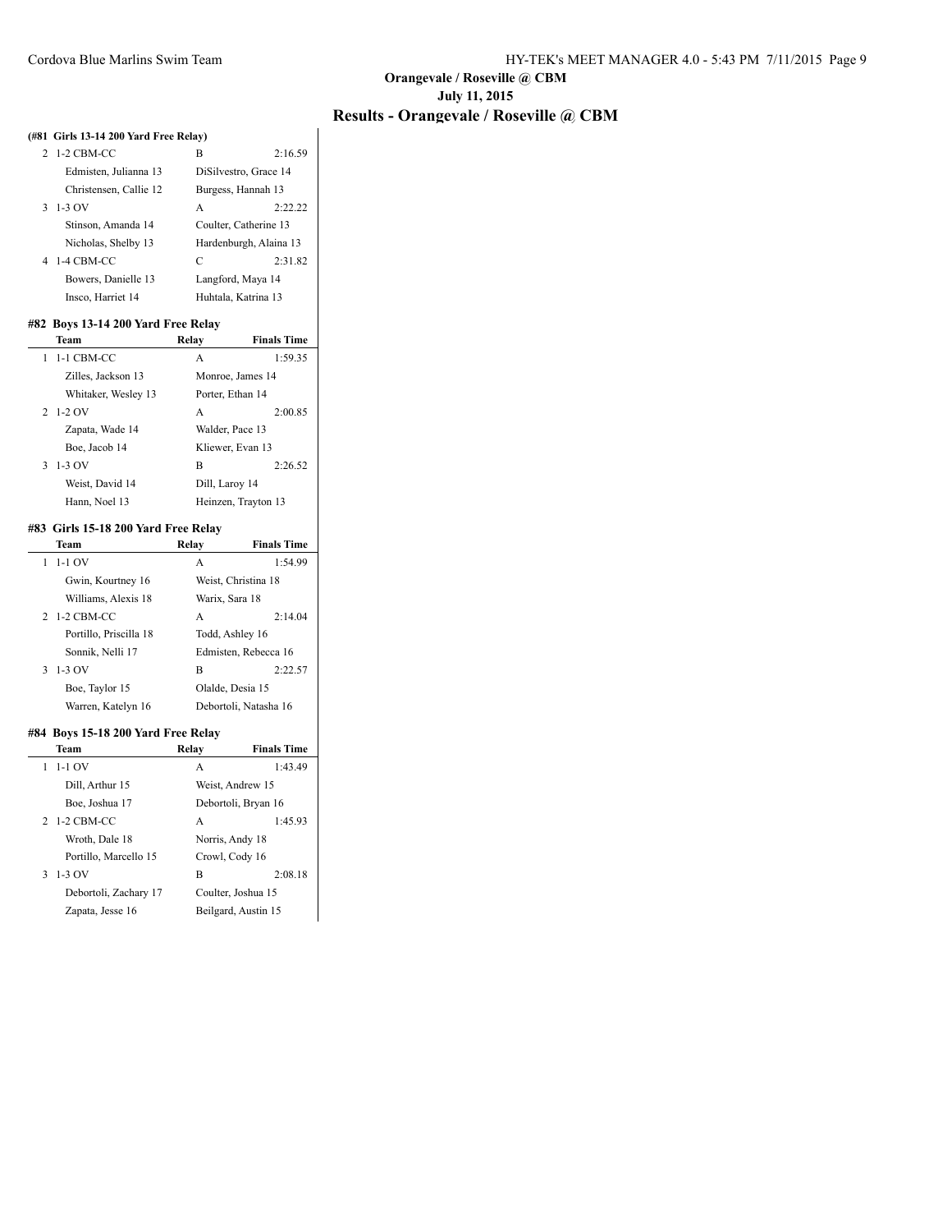### Orangevale / Roseville @ CBM
### July 11, 2015
## Results - Orangevale / Roseville @ CBM

**(#81 Girls 13-14 200 Yard Free Relay)**

| | Team | Relay | Finals Time |
|---|---|---|---|
| 2 | 1-2 CBM-CC | B | 2:16.59 |
| | Edmisten, Julianna 13 | DiSilvestro, Grace 14 | |
| | Christensen, Callie 12 | Burgess, Hannah 13 | |
| 3 | 1-3 OV | A | 2:22.22 |
| | Stinson, Amanda 14 | Coulter, Catherine 13 | |
| | Nicholas, Shelby 13 | Hardenburgh, Alaina 13 | |
| 4 | 1-4 CBM-CC | C | 2:31.82 |
| | Bowers, Danielle 13 | Langford, Maya 14 | |
| | Insco, Harriet 14 | Huhtala, Katrina 13 | |

**#82 Boys 13-14 200 Yard Free Relay**

| | Team | Relay | Finals Time |
|---|---|---|---|
| 1 | 1-1 CBM-CC | A | 1:59.35 |
| | Zilles, Jackson 13 | Monroe, James 14 | |
| | Whitaker, Wesley 13 | Porter, Ethan 14 | |
| 2 | 1-2 OV | A | 2:00.85 |
| | Zapata, Wade 14 | Walder, Pace 13 | |
| | Boe, Jacob 14 | Kliewer, Evan 13 | |
| 3 | 1-3 OV | B | 2:26.52 |
| | Weist, David 14 | Dill, Laroy 14 | |
| | Hann, Noel 13 | Heinzen, Trayton 13 | |

**#83 Girls 15-18 200 Yard Free Relay**

| | Team | Relay | Finals Time |
|---|---|---|---|
| 1 | 1-1 OV | A | 1:54.99 |
| | Gwin, Kourtney 16 | Weist, Christina 18 | |
| | Williams, Alexis 18 | Warix, Sara 18 | |
| 2 | 1-2 CBM-CC | A | 2:14.04 |
| | Portillo, Priscilla 18 | Todd, Ashley 16 | |
| | Sonnik, Nelli 17 | Edmisten, Rebecca 16 | |
| 3 | 1-3 OV | B | 2:22.57 |
| | Boe, Taylor 15 | Olalde, Desia 15 | |
| | Warren, Katelyn 16 | Debortoli, Natasha 16 | |

**#84 Boys 15-18 200 Yard Free Relay**

| | Team | Relay | Finals Time |
|---|---|---|---|
| 1 | 1-1 OV | A | 1:43.49 |
| | Dill, Arthur 15 | Weist, Andrew 15 | |
| | Boe, Joshua 17 | Debortoli, Bryan 16 | |
| 2 | 1-2 CBM-CC | A | 1:45.93 |
| | Wroth, Dale 18 | Norris, Andy 18 | |
| | Portillo, Marcello 15 | Crowl, Cody 16 | |
| 3 | 1-3 OV | B | 2:08.18 |
| | Debortoli, Zachary 17 | Coulter, Joshua 15 | |
| | Zapata, Jesse 16 | Beilgard, Austin 15 | |